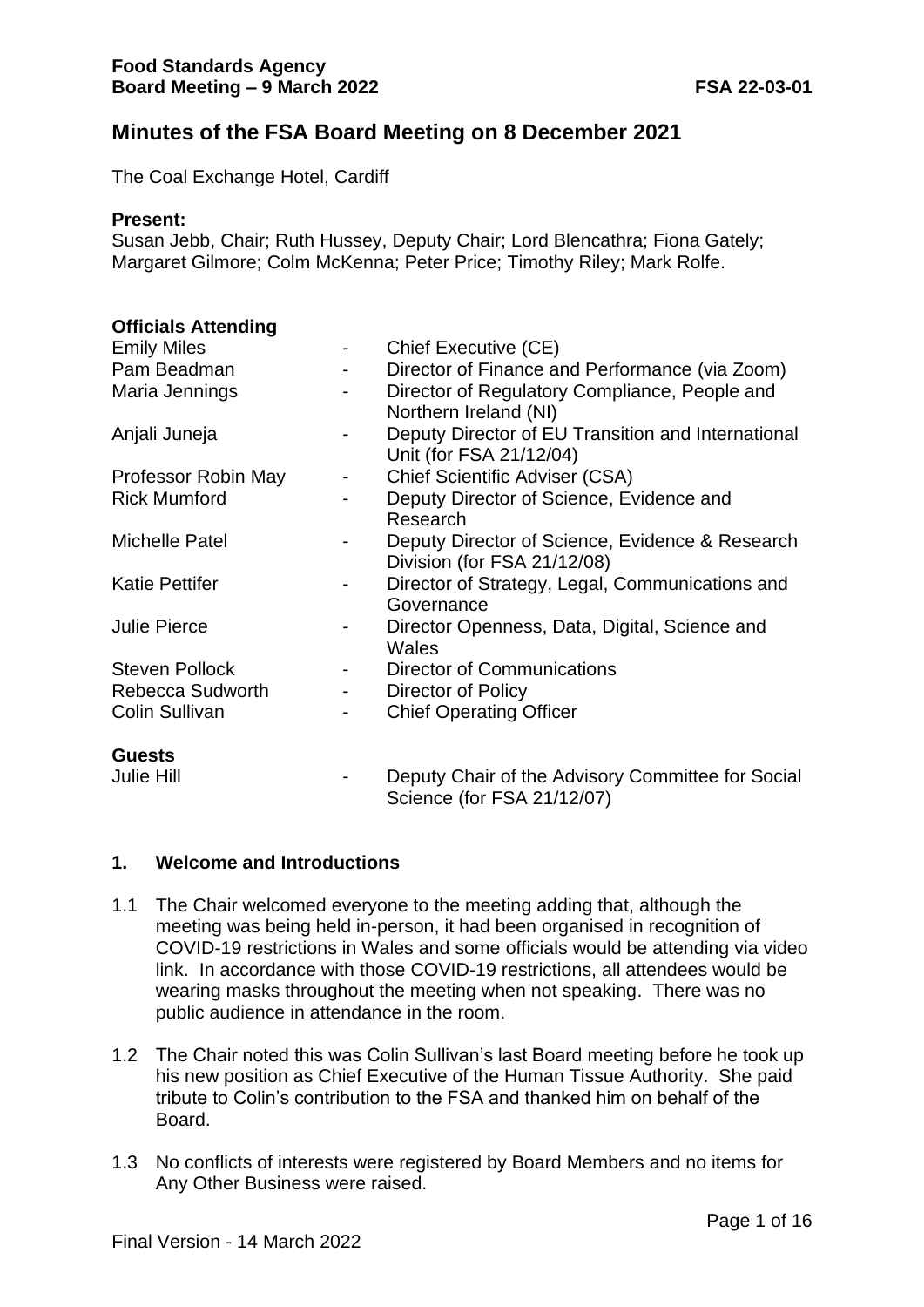**Food Standards Agency**
**Board Meeting – 9 March 2022** **FSA 22-03-01**

## Minutes of the FSA Board Meeting on 8 December 2021

The Coal Exchange Hotel, Cardiff

**Present:**
Susan Jebb, Chair; Ruth Hussey, Deputy Chair; Lord Blencathra; Fiona Gately; Margaret Gilmore; Colm McKenna; Peter Price; Timothy Riley; Mark Rolfe.

**Officials Attending**

| | | |
|---|---|---|
| Emily Miles | - | Chief Executive (CE) |
| Pam Beadman | - | Director of Finance and Performance (via Zoom) |
| Maria Jennings | - | Director of Regulatory Compliance, People and Northern Ireland (NI) |
| Anjali Juneja | - | Deputy Director of EU Transition and International Unit (for FSA 21/12/04) |
| Professor Robin May | - | Chief Scientific Adviser (CSA) |
| Rick Mumford | - | Deputy Director of Science, Evidence and Research |
| Michelle Patel | - | Deputy Director of Science, Evidence & Research Division (for FSA 21/12/08) |
| Katie Pettifer | - | Director of Strategy, Legal, Communications and Governance |
| Julie Pierce | - | Director Openness, Data, Digital, Science and Wales |
| Steven Pollock | - | Director of Communications |
| Rebecca Sudworth | - | Director of Policy |
| Colin Sullivan | - | Chief Operating Officer |

**Guests**

| | | |
|---|---|---|
| Julie Hill | - | Deputy Chair of the Advisory Committee for Social Science (for FSA 21/12/07) |

### 1. Welcome and Introductions

1.1 The Chair welcomed everyone to the meeting adding that, although the meeting was being held in-person, it had been organised in recognition of COVID-19 restrictions in Wales and some officials would be attending via video link. In accordance with those COVID-19 restrictions, all attendees would be wearing masks throughout the meeting when not speaking. There was no public audience in attendance in the room.

1.2 The Chair noted this was Colin Sullivan's last Board meeting before he took up his new position as Chief Executive of the Human Tissue Authority. She paid tribute to Colin's contribution to the FSA and thanked him on behalf of the Board.

1.3 No conflicts of interests were registered by Board Members and no items for Any Other Business were raised.

Final Version - 14 March 2022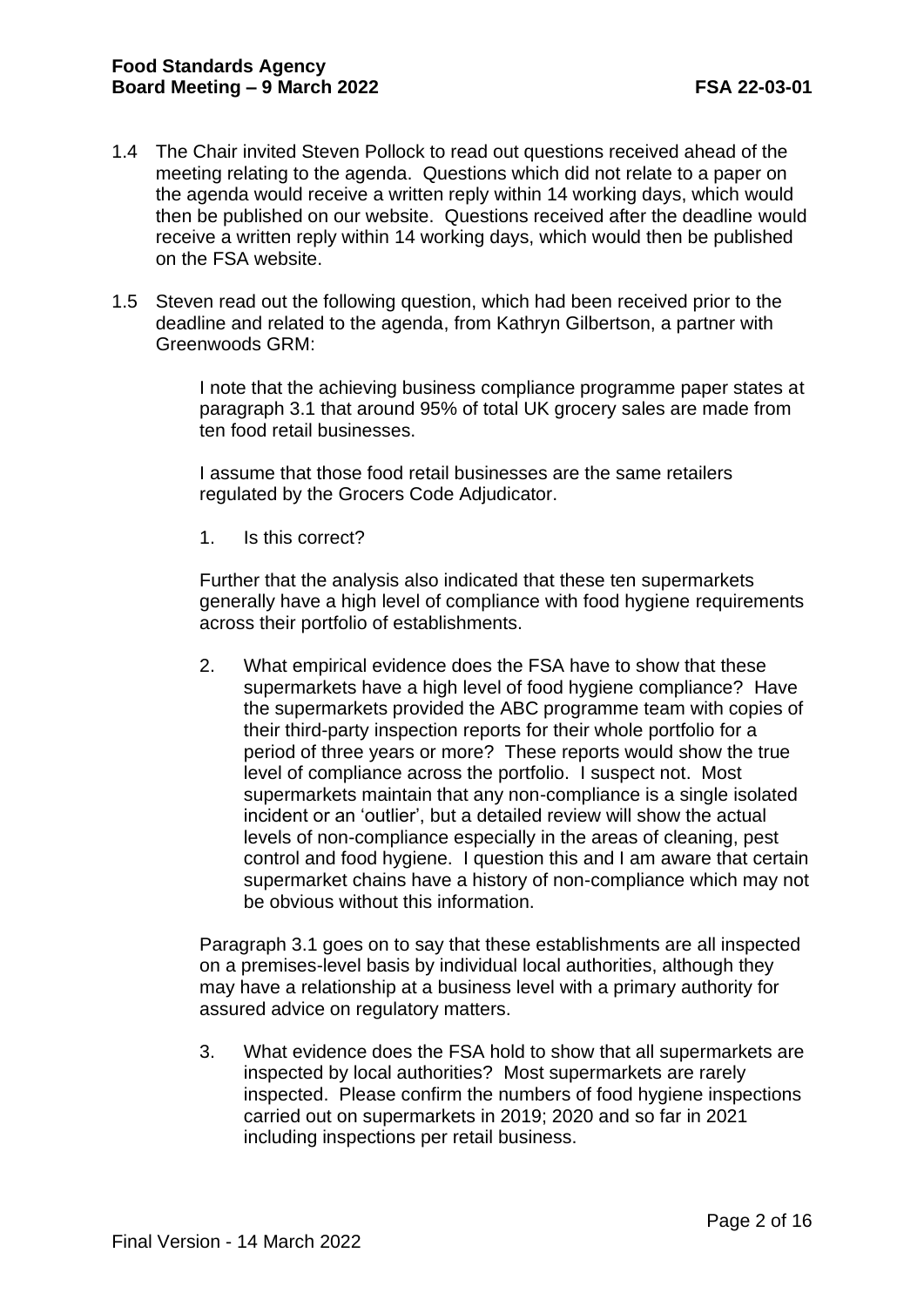1.4 The Chair invited Steven Pollock to read out questions received ahead of the meeting relating to the agenda. Questions which did not relate to a paper on the agenda would receive a written reply within 14 working days, which would then be published on our website. Questions received after the deadline would receive a written reply within 14 working days, which would then be published on the FSA website.

1.5 Steven read out the following question, which had been received prior to the deadline and related to the agenda, from Kathryn Gilbertson, a partner with Greenwoods GRM:

> I note that the achieving business compliance programme paper states at paragraph 3.1 that around 95% of total UK grocery sales are made from ten food retail businesses.
>
> I assume that those food retail businesses are the same retailers regulated by the Grocers Code Adjudicator.
>
> 1. Is this correct?
>
> Further that the analysis also indicated that these ten supermarkets generally have a high level of compliance with food hygiene requirements across their portfolio of establishments.
>
> 2. What empirical evidence does the FSA have to show that these supermarkets have a high level of food hygiene compliance? Have the supermarkets provided the ABC programme team with copies of their third-party inspection reports for their whole portfolio for a period of three years or more? These reports would show the true level of compliance across the portfolio. I suspect not. Most supermarkets maintain that any non-compliance is a single isolated incident or an 'outlier', but a detailed review will show the actual levels of non-compliance especially in the areas of cleaning, pest control and food hygiene. I question this and I am aware that certain supermarket chains have a history of non-compliance which may not be obvious without this information.
>
> Paragraph 3.1 goes on to say that these establishments are all inspected on a premises-level basis by individual local authorities, although they may have a relationship at a business level with a primary authority for assured advice on regulatory matters.
>
> 3. What evidence does the FSA hold to show that all supermarkets are inspected by local authorities? Most supermarkets are rarely inspected. Please confirm the numbers of food hygiene inspections carried out on supermarkets in 2019; 2020 and so far in 2021 including inspections per retail business.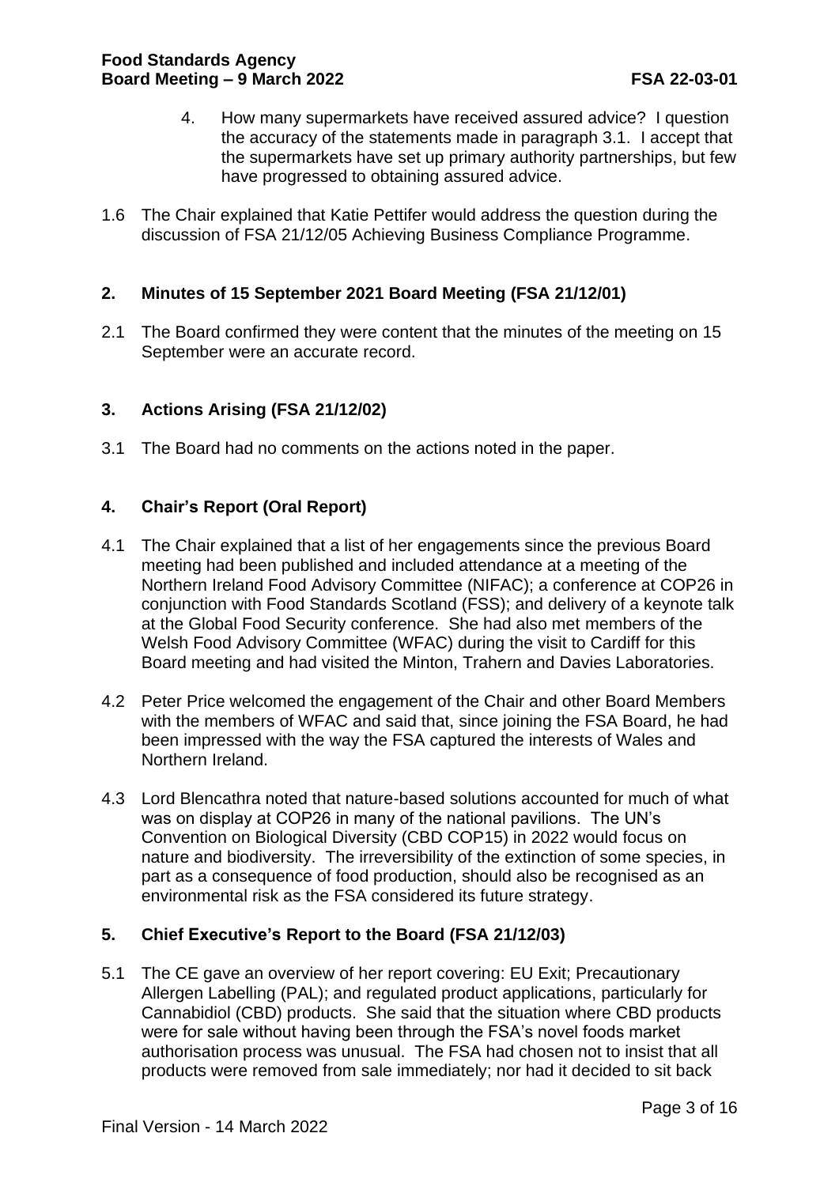4. How many supermarkets have received assured advice? I question the accuracy of the statements made in paragraph 3.1. I accept that the supermarkets have set up primary authority partnerships, but few have progressed to obtaining assured advice.

1.6 The Chair explained that Katie Pettifer would address the question during the discussion of FSA 21/12/05 Achieving Business Compliance Programme.

## 2. Minutes of 15 September 2021 Board Meeting (FSA 21/12/01)

2.1 The Board confirmed they were content that the minutes of the meeting on 15 September were an accurate record.

## 3. Actions Arising (FSA 21/12/02)

3.1 The Board had no comments on the actions noted in the paper.

## 4. Chair's Report (Oral Report)

4.1 The Chair explained that a list of her engagements since the previous Board meeting had been published and included attendance at a meeting of the Northern Ireland Food Advisory Committee (NIFAC); a conference at COP26 in conjunction with Food Standards Scotland (FSS); and delivery of a keynote talk at the Global Food Security conference. She had also met members of the Welsh Food Advisory Committee (WFAC) during the visit to Cardiff for this Board meeting and had visited the Minton, Trahern and Davies Laboratories.

4.2 Peter Price welcomed the engagement of the Chair and other Board Members with the members of WFAC and said that, since joining the FSA Board, he had been impressed with the way the FSA captured the interests of Wales and Northern Ireland.

4.3 Lord Blencathra noted that nature-based solutions accounted for much of what was on display at COP26 in many of the national pavilions. The UN's Convention on Biological Diversity (CBD COP15) in 2022 would focus on nature and biodiversity. The irreversibility of the extinction of some species, in part as a consequence of food production, should also be recognised as an environmental risk as the FSA considered its future strategy.

## 5. Chief Executive's Report to the Board (FSA 21/12/03)

5.1 The CE gave an overview of her report covering: EU Exit; Precautionary Allergen Labelling (PAL); and regulated product applications, particularly for Cannabidiol (CBD) products. She said that the situation where CBD products were for sale without having been through the FSA's novel foods market authorisation process was unusual. The FSA had chosen not to insist that all products were removed from sale immediately; nor had it decided to sit back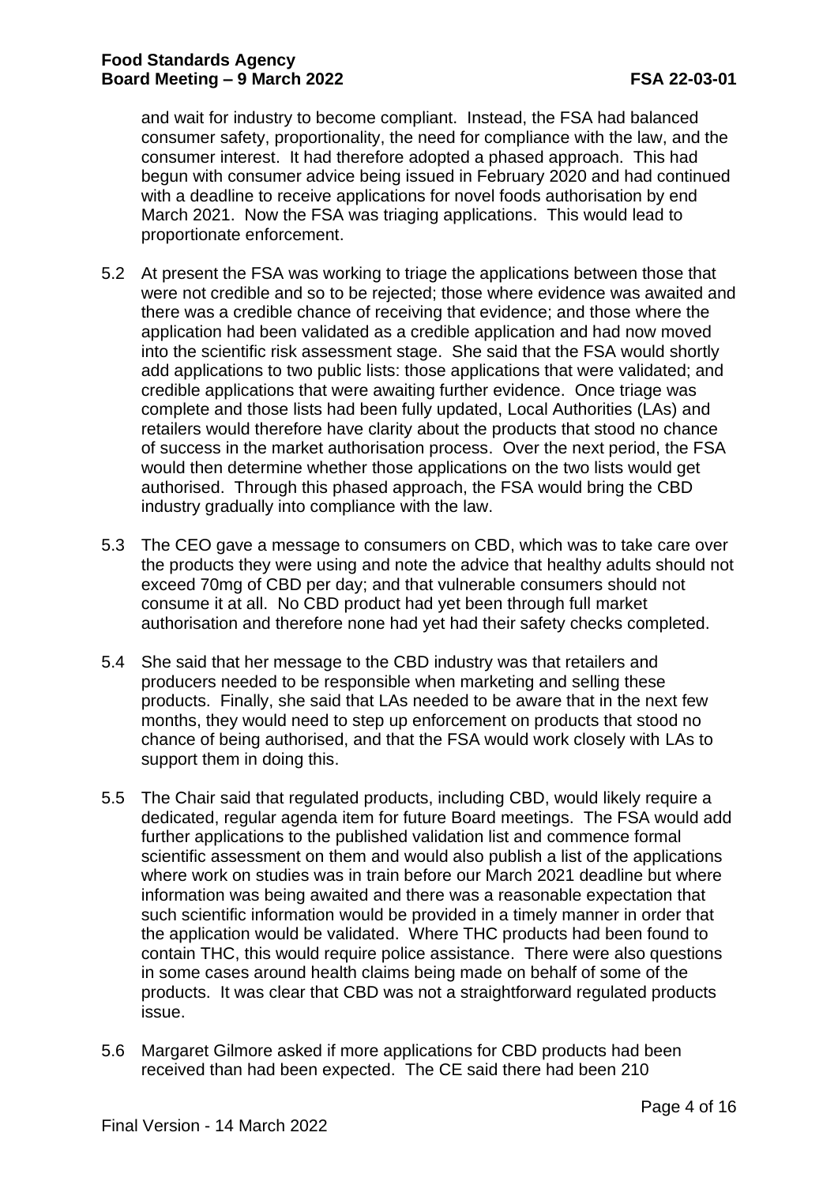and wait for industry to become compliant. Instead, the FSA had balanced consumer safety, proportionality, the need for compliance with the law, and the consumer interest. It had therefore adopted a phased approach. This had begun with consumer advice being issued in February 2020 and had continued with a deadline to receive applications for novel foods authorisation by end March 2021. Now the FSA was triaging applications. This would lead to proportionate enforcement.

5.2 At present the FSA was working to triage the applications between those that were not credible and so to be rejected; those where evidence was awaited and there was a credible chance of receiving that evidence; and those where the application had been validated as a credible application and had now moved into the scientific risk assessment stage. She said that the FSA would shortly add applications to two public lists: those applications that were validated; and credible applications that were awaiting further evidence. Once triage was complete and those lists had been fully updated, Local Authorities (LAs) and retailers would therefore have clarity about the products that stood no chance of success in the market authorisation process. Over the next period, the FSA would then determine whether those applications on the two lists would get authorised. Through this phased approach, the FSA would bring the CBD industry gradually into compliance with the law.

5.3 The CEO gave a message to consumers on CBD, which was to take care over the products they were using and note the advice that healthy adults should not exceed 70mg of CBD per day; and that vulnerable consumers should not consume it at all. No CBD product had yet been through full market authorisation and therefore none had yet had their safety checks completed.

5.4 She said that her message to the CBD industry was that retailers and producers needed to be responsible when marketing and selling these products. Finally, she said that LAs needed to be aware that in the next few months, they would need to step up enforcement on products that stood no chance of being authorised, and that the FSA would work closely with LAs to support them in doing this.

5.5 The Chair said that regulated products, including CBD, would likely require a dedicated, regular agenda item for future Board meetings. The FSA would add further applications to the published validation list and commence formal scientific assessment on them and would also publish a list of the applications where work on studies was in train before our March 2021 deadline but where information was being awaited and there was a reasonable expectation that such scientific information would be provided in a timely manner in order that the application would be validated. Where THC products had been found to contain THC, this would require police assistance. There were also questions in some cases around health claims being made on behalf of some of the products. It was clear that CBD was not a straightforward regulated products issue.

5.6 Margaret Gilmore asked if more applications for CBD products had been received than had been expected. The CE said there had been 210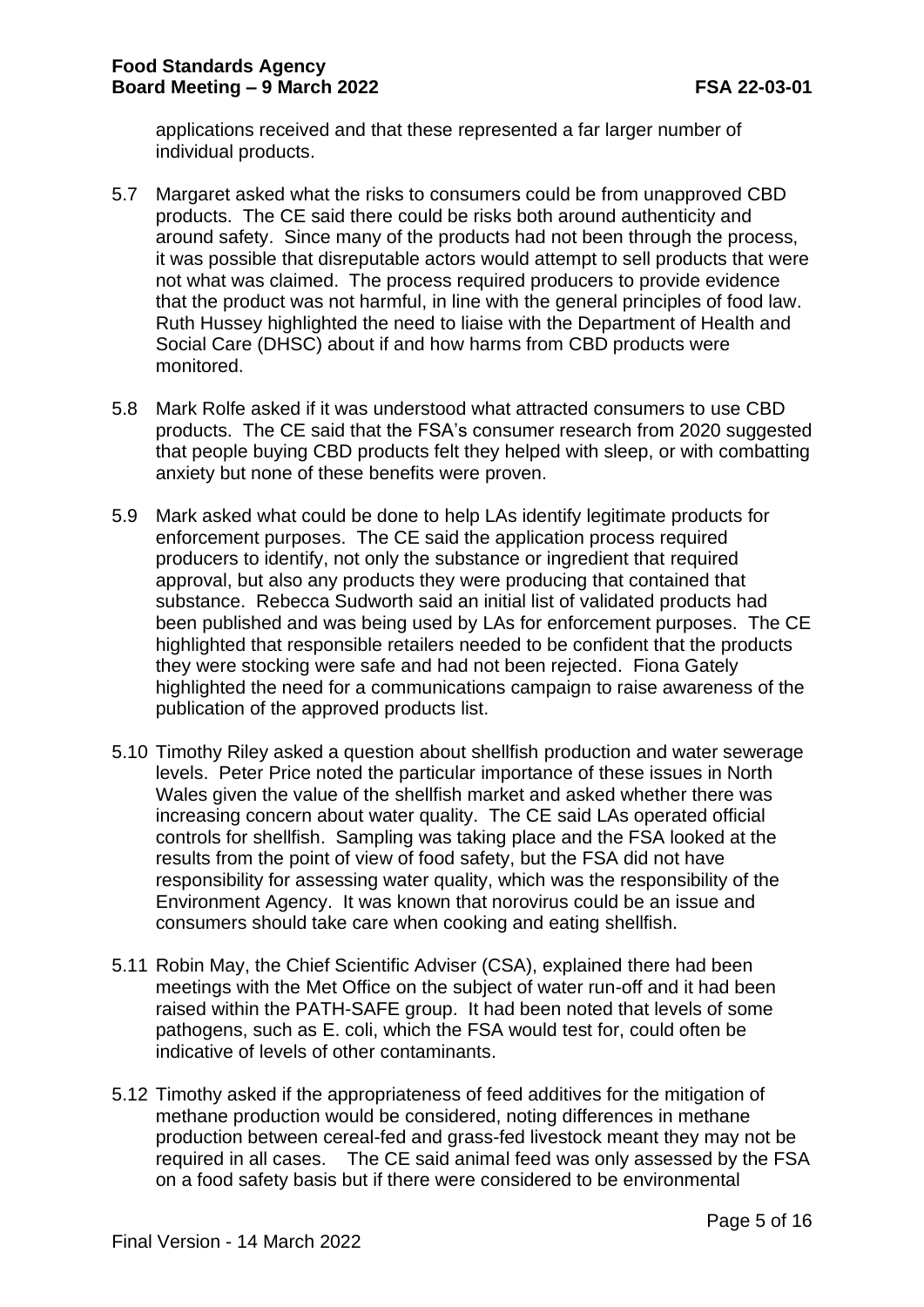applications received and that these represented a far larger number of individual products.

5.7 Margaret asked what the risks to consumers could be from unapproved CBD products. The CE said there could be risks both around authenticity and around safety. Since many of the products had not been through the process, it was possible that disreputable actors would attempt to sell products that were not what was claimed. The process required producers to provide evidence that the product was not harmful, in line with the general principles of food law. Ruth Hussey highlighted the need to liaise with the Department of Health and Social Care (DHSC) about if and how harms from CBD products were monitored.

5.8 Mark Rolfe asked if it was understood what attracted consumers to use CBD products. The CE said that the FSA's consumer research from 2020 suggested that people buying CBD products felt they helped with sleep, or with combatting anxiety but none of these benefits were proven.

5.9 Mark asked what could be done to help LAs identify legitimate products for enforcement purposes. The CE said the application process required producers to identify, not only the substance or ingredient that required approval, but also any products they were producing that contained that substance. Rebecca Sudworth said an initial list of validated products had been published and was being used by LAs for enforcement purposes. The CE highlighted that responsible retailers needed to be confident that the products they were stocking were safe and had not been rejected. Fiona Gately highlighted the need for a communications campaign to raise awareness of the publication of the approved products list.

5.10 Timothy Riley asked a question about shellfish production and water sewerage levels. Peter Price noted the particular importance of these issues in North Wales given the value of the shellfish market and asked whether there was increasing concern about water quality. The CE said LAs operated official controls for shellfish. Sampling was taking place and the FSA looked at the results from the point of view of food safety, but the FSA did not have responsibility for assessing water quality, which was the responsibility of the Environment Agency. It was known that norovirus could be an issue and consumers should take care when cooking and eating shellfish.

5.11 Robin May, the Chief Scientific Adviser (CSA), explained there had been meetings with the Met Office on the subject of water run-off and it had been raised within the PATH-SAFE group. It had been noted that levels of some pathogens, such as E. coli, which the FSA would test for, could often be indicative of levels of other contaminants.

5.12 Timothy asked if the appropriateness of feed additives for the mitigation of methane production would be considered, noting differences in methane production between cereal-fed and grass-fed livestock meant they may not be required in all cases. The CE said animal feed was only assessed by the FSA on a food safety basis but if there were considered to be environmental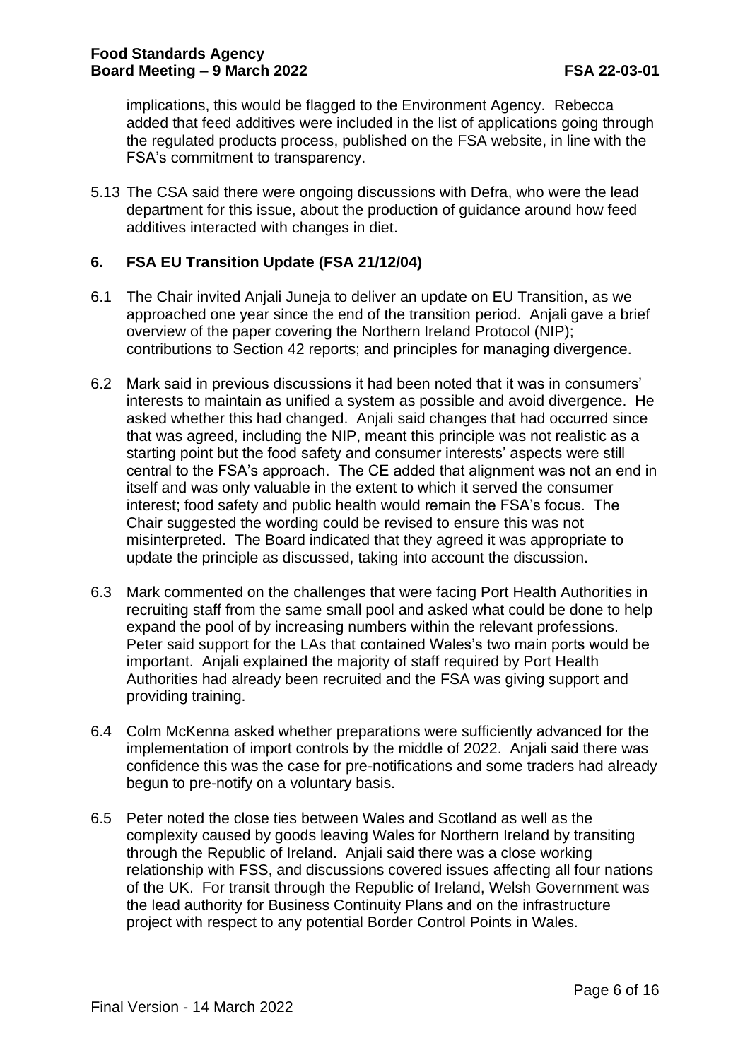implications, this would be flagged to the Environment Agency. Rebecca added that feed additives were included in the list of applications going through the regulated products process, published on the FSA website, in line with the FSA's commitment to transparency.

5.13 The CSA said there were ongoing discussions with Defra, who were the lead department for this issue, about the production of guidance around how feed additives interacted with changes in diet.

## 6. FSA EU Transition Update (FSA 21/12/04)

6.1 The Chair invited Anjali Juneja to deliver an update on EU Transition, as we approached one year since the end of the transition period. Anjali gave a brief overview of the paper covering the Northern Ireland Protocol (NIP); contributions to Section 42 reports; and principles for managing divergence.

6.2 Mark said in previous discussions it had been noted that it was in consumers' interests to maintain as unified a system as possible and avoid divergence. He asked whether this had changed. Anjali said changes that had occurred since that was agreed, including the NIP, meant this principle was not realistic as a starting point but the food safety and consumer interests' aspects were still central to the FSA's approach. The CE added that alignment was not an end in itself and was only valuable in the extent to which it served the consumer interest; food safety and public health would remain the FSA's focus. The Chair suggested the wording could be revised to ensure this was not misinterpreted. The Board indicated that they agreed it was appropriate to update the principle as discussed, taking into account the discussion.

6.3 Mark commented on the challenges that were facing Port Health Authorities in recruiting staff from the same small pool and asked what could be done to help expand the pool of by increasing numbers within the relevant professions. Peter said support for the LAs that contained Wales's two main ports would be important. Anjali explained the majority of staff required by Port Health Authorities had already been recruited and the FSA was giving support and providing training.

6.4 Colm McKenna asked whether preparations were sufficiently advanced for the implementation of import controls by the middle of 2022. Anjali said there was confidence this was the case for pre-notifications and some traders had already begun to pre-notify on a voluntary basis.

6.5 Peter noted the close ties between Wales and Scotland as well as the complexity caused by goods leaving Wales for Northern Ireland by transiting through the Republic of Ireland. Anjali said there was a close working relationship with FSS, and discussions covered issues affecting all four nations of the UK. For transit through the Republic of Ireland, Welsh Government was the lead authority for Business Continuity Plans and on the infrastructure project with respect to any potential Border Control Points in Wales.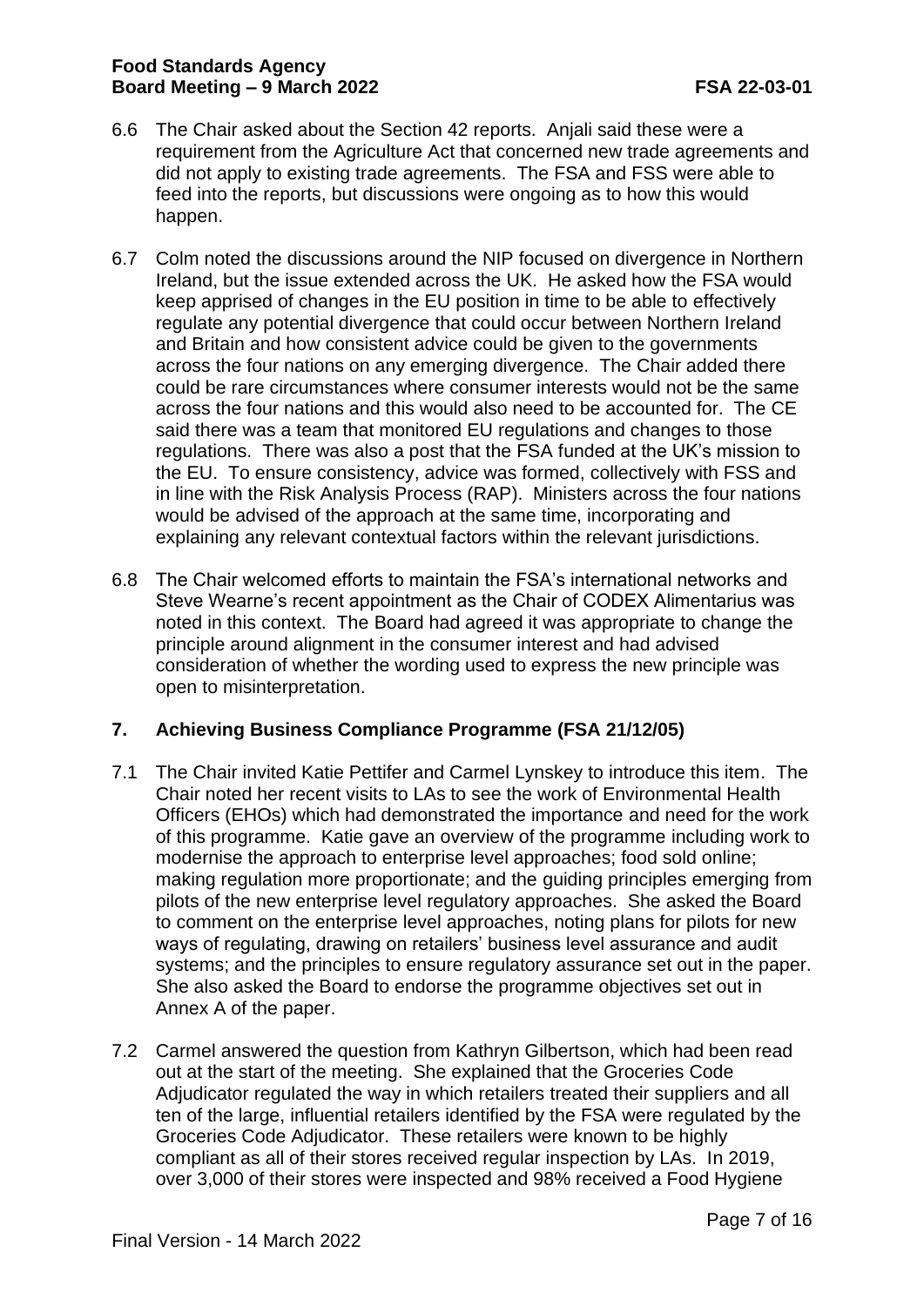6.6 The Chair asked about the Section 42 reports. Anjali said these were a requirement from the Agriculture Act that concerned new trade agreements and did not apply to existing trade agreements. The FSA and FSS were able to feed into the reports, but discussions were ongoing as to how this would happen.

6.7 Colm noted the discussions around the NIP focused on divergence in Northern Ireland, but the issue extended across the UK. He asked how the FSA would keep apprised of changes in the EU position in time to be able to effectively regulate any potential divergence that could occur between Northern Ireland and Britain and how consistent advice could be given to the governments across the four nations on any emerging divergence. The Chair added there could be rare circumstances where consumer interests would not be the same across the four nations and this would also need to be accounted for. The CE said there was a team that monitored EU regulations and changes to those regulations. There was also a post that the FSA funded at the UK's mission to the EU. To ensure consistency, advice was formed, collectively with FSS and in line with the Risk Analysis Process (RAP). Ministers across the four nations would be advised of the approach at the same time, incorporating and explaining any relevant contextual factors within the relevant jurisdictions.

6.8 The Chair welcomed efforts to maintain the FSA's international networks and Steve Wearne's recent appointment as the Chair of CODEX Alimentarius was noted in this context. The Board had agreed it was appropriate to change the principle around alignment in the consumer interest and had advised consideration of whether the wording used to express the new principle was open to misinterpretation.

## 7. Achieving Business Compliance Programme (FSA 21/12/05)

7.1 The Chair invited Katie Pettifer and Carmel Lynskey to introduce this item. The Chair noted her recent visits to LAs to see the work of Environmental Health Officers (EHOs) which had demonstrated the importance and need for the work of this programme. Katie gave an overview of the programme including work to modernise the approach to enterprise level approaches; food sold online; making regulation more proportionate; and the guiding principles emerging from pilots of the new enterprise level regulatory approaches. She asked the Board to comment on the enterprise level approaches, noting plans for pilots for new ways of regulating, drawing on retailers' business level assurance and audit systems; and the principles to ensure regulatory assurance set out in the paper. She also asked the Board to endorse the programme objectives set out in Annex A of the paper.

7.2 Carmel answered the question from Kathryn Gilbertson, which had been read out at the start of the meeting. She explained that the Groceries Code Adjudicator regulated the way in which retailers treated their suppliers and all ten of the large, influential retailers identified by the FSA were regulated by the Groceries Code Adjudicator. These retailers were known to be highly compliant as all of their stores received regular inspection by LAs. In 2019, over 3,000 of their stores were inspected and 98% received a Food Hygiene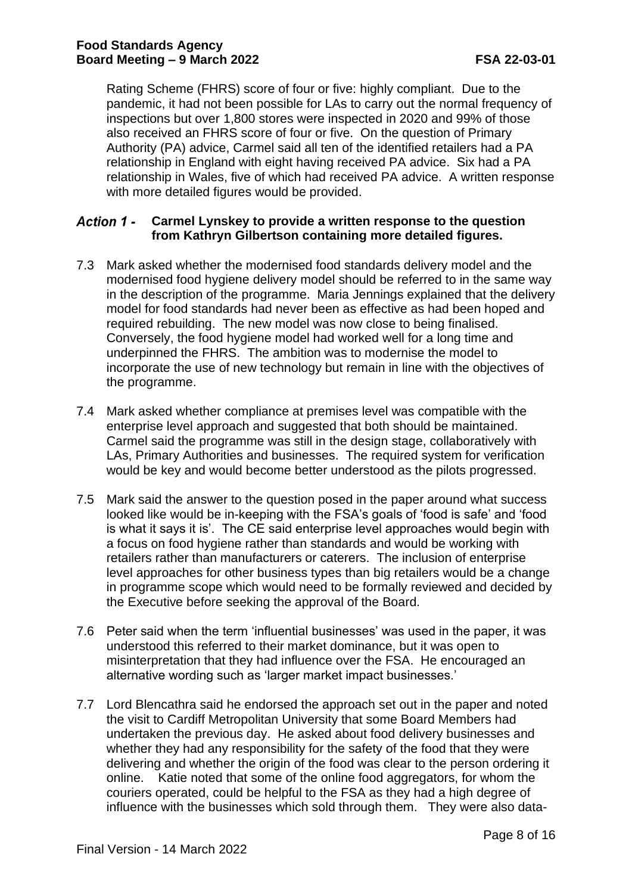Rating Scheme (FHRS) score of four or five: highly compliant. Due to the pandemic, it had not been possible for LAs to carry out the normal frequency of inspections but over 1,800 stores were inspected in 2020 and 99% of those also received an FHRS score of four or five. On the question of Primary Authority (PA) advice, Carmel said all ten of the identified retailers had a PA relationship in England with eight having received PA advice. Six had a PA relationship in Wales, five of which had received PA advice. A written response with more detailed figures would be provided.

***Action 1 -*** **Carmel Lynskey to provide a written response to the question from Kathryn Gilbertson containing more detailed figures.**

7.3 Mark asked whether the modernised food standards delivery model and the modernised food hygiene delivery model should be referred to in the same way in the description of the programme. Maria Jennings explained that the delivery model for food standards had never been as effective as had been hoped and required rebuilding. The new model was now close to being finalised. Conversely, the food hygiene model had worked well for a long time and underpinned the FHRS. The ambition was to modernise the model to incorporate the use of new technology but remain in line with the objectives of the programme.

7.4 Mark asked whether compliance at premises level was compatible with the enterprise level approach and suggested that both should be maintained. Carmel said the programme was still in the design stage, collaboratively with LAs, Primary Authorities and businesses. The required system for verification would be key and would become better understood as the pilots progressed.

7.5 Mark said the answer to the question posed in the paper around what success looked like would be in-keeping with the FSA's goals of 'food is safe' and 'food is what it says it is'. The CE said enterprise level approaches would begin with a focus on food hygiene rather than standards and would be working with retailers rather than manufacturers or caterers. The inclusion of enterprise level approaches for other business types than big retailers would be a change in programme scope which would need to be formally reviewed and decided by the Executive before seeking the approval of the Board.

7.6 Peter said when the term 'influential businesses' was used in the paper, it was understood this referred to their market dominance, but it was open to misinterpretation that they had influence over the FSA. He encouraged an alternative wording such as 'larger market impact businesses.'

7.7 Lord Blencathra said he endorsed the approach set out in the paper and noted the visit to Cardiff Metropolitan University that some Board Members had undertaken the previous day. He asked about food delivery businesses and whether they had any responsibility for the safety of the food that they were delivering and whether the origin of the food was clear to the person ordering it online. Katie noted that some of the online food aggregators, for whom the couriers operated, could be helpful to the FSA as they had a high degree of influence with the businesses which sold through them. They were also data-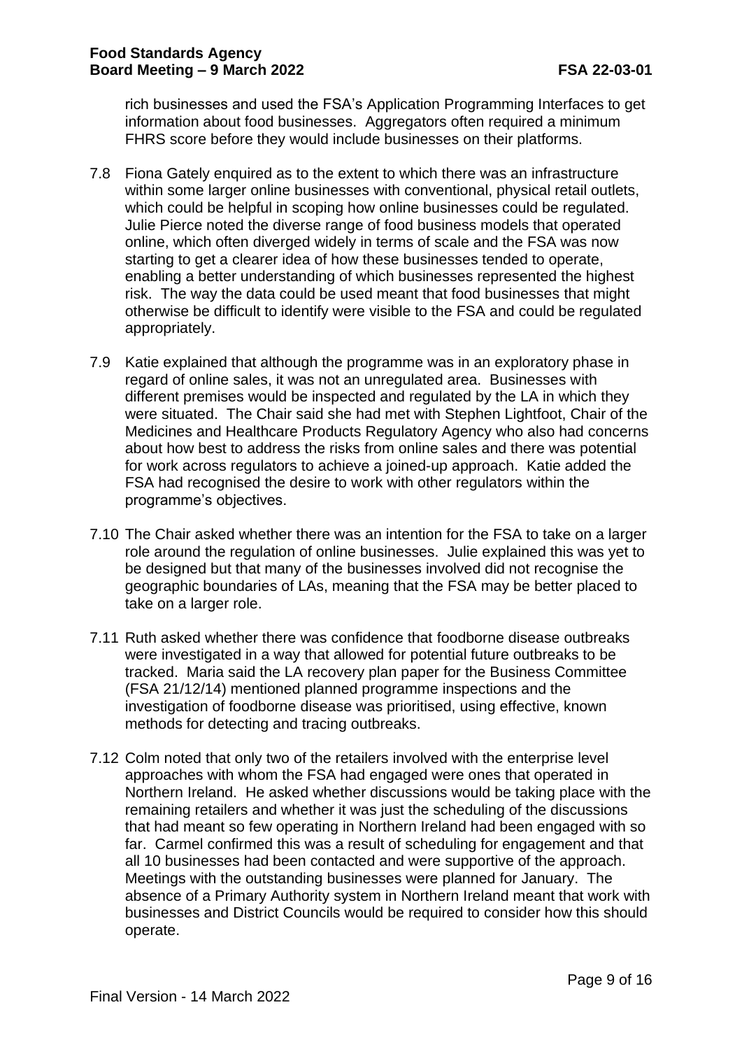rich businesses and used the FSA's Application Programming Interfaces to get information about food businesses. Aggregators often required a minimum FHRS score before they would include businesses on their platforms.

7.8 Fiona Gately enquired as to the extent to which there was an infrastructure within some larger online businesses with conventional, physical retail outlets, which could be helpful in scoping how online businesses could be regulated. Julie Pierce noted the diverse range of food business models that operated online, which often diverged widely in terms of scale and the FSA was now starting to get a clearer idea of how these businesses tended to operate, enabling a better understanding of which businesses represented the highest risk. The way the data could be used meant that food businesses that might otherwise be difficult to identify were visible to the FSA and could be regulated appropriately.

7.9 Katie explained that although the programme was in an exploratory phase in regard of online sales, it was not an unregulated area. Businesses with different premises would be inspected and regulated by the LA in which they were situated. The Chair said she had met with Stephen Lightfoot, Chair of the Medicines and Healthcare Products Regulatory Agency who also had concerns about how best to address the risks from online sales and there was potential for work across regulators to achieve a joined-up approach. Katie added the FSA had recognised the desire to work with other regulators within the programme's objectives.

7.10 The Chair asked whether there was an intention for the FSA to take on a larger role around the regulation of online businesses. Julie explained this was yet to be designed but that many of the businesses involved did not recognise the geographic boundaries of LAs, meaning that the FSA may be better placed to take on a larger role.

7.11 Ruth asked whether there was confidence that foodborne disease outbreaks were investigated in a way that allowed for potential future outbreaks to be tracked. Maria said the LA recovery plan paper for the Business Committee (FSA 21/12/14) mentioned planned programme inspections and the investigation of foodborne disease was prioritised, using effective, known methods for detecting and tracing outbreaks.

7.12 Colm noted that only two of the retailers involved with the enterprise level approaches with whom the FSA had engaged were ones that operated in Northern Ireland. He asked whether discussions would be taking place with the remaining retailers and whether it was just the scheduling of the discussions that had meant so few operating in Northern Ireland had been engaged with so far. Carmel confirmed this was a result of scheduling for engagement and that all 10 businesses had been contacted and were supportive of the approach. Meetings with the outstanding businesses were planned for January. The absence of a Primary Authority system in Northern Ireland meant that work with businesses and District Councils would be required to consider how this should operate.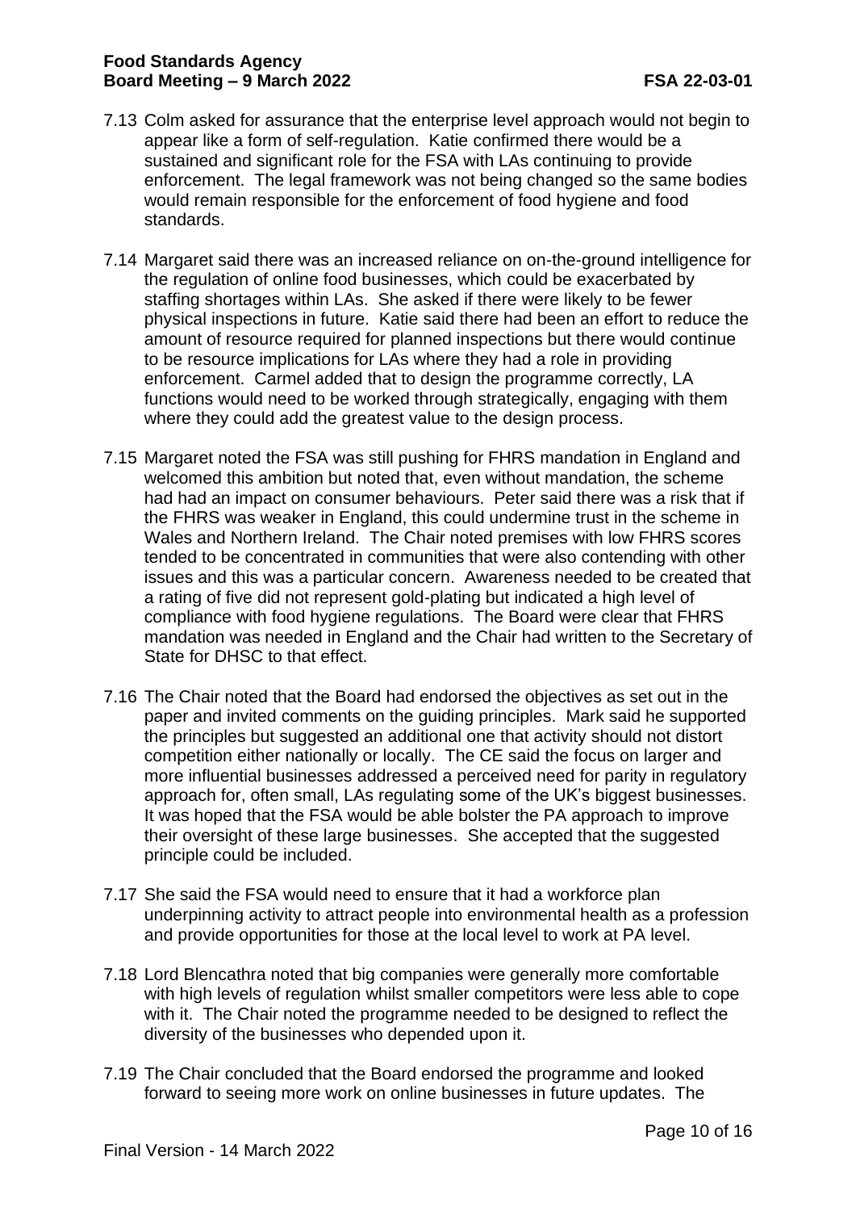7.13 Colm asked for assurance that the enterprise level approach would not begin to appear like a form of self-regulation. Katie confirmed there would be a sustained and significant role for the FSA with LAs continuing to provide enforcement. The legal framework was not being changed so the same bodies would remain responsible for the enforcement of food hygiene and food standards.

7.14 Margaret said there was an increased reliance on on-the-ground intelligence for the regulation of online food businesses, which could be exacerbated by staffing shortages within LAs. She asked if there were likely to be fewer physical inspections in future. Katie said there had been an effort to reduce the amount of resource required for planned inspections but there would continue to be resource implications for LAs where they had a role in providing enforcement. Carmel added that to design the programme correctly, LA functions would need to be worked through strategically, engaging with them where they could add the greatest value to the design process.

7.15 Margaret noted the FSA was still pushing for FHRS mandation in England and welcomed this ambition but noted that, even without mandation, the scheme had had an impact on consumer behaviours. Peter said there was a risk that if the FHRS was weaker in England, this could undermine trust in the scheme in Wales and Northern Ireland. The Chair noted premises with low FHRS scores tended to be concentrated in communities that were also contending with other issues and this was a particular concern. Awareness needed to be created that a rating of five did not represent gold-plating but indicated a high level of compliance with food hygiene regulations. The Board were clear that FHRS mandation was needed in England and the Chair had written to the Secretary of State for DHSC to that effect.

7.16 The Chair noted that the Board had endorsed the objectives as set out in the paper and invited comments on the guiding principles. Mark said he supported the principles but suggested an additional one that activity should not distort competition either nationally or locally. The CE said the focus on larger and more influential businesses addressed a perceived need for parity in regulatory approach for, often small, LAs regulating some of the UK's biggest businesses. It was hoped that the FSA would be able bolster the PA approach to improve their oversight of these large businesses. She accepted that the suggested principle could be included.

7.17 She said the FSA would need to ensure that it had a workforce plan underpinning activity to attract people into environmental health as a profession and provide opportunities for those at the local level to work at PA level.

7.18 Lord Blencathra noted that big companies were generally more comfortable with high levels of regulation whilst smaller competitors were less able to cope with it. The Chair noted the programme needed to be designed to reflect the diversity of the businesses who depended upon it.

7.19 The Chair concluded that the Board endorsed the programme and looked forward to seeing more work on online businesses in future updates. The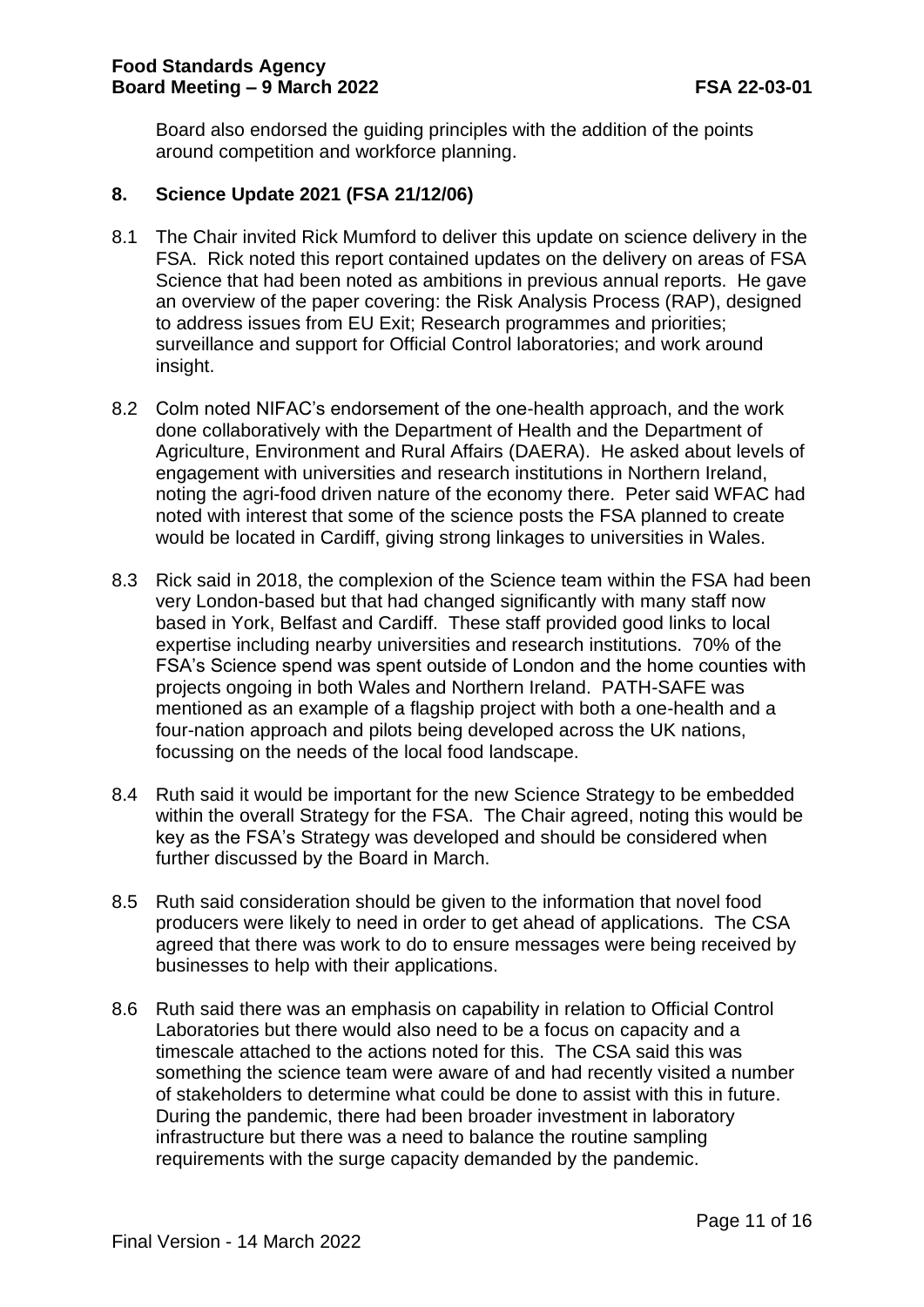Board also endorsed the guiding principles with the addition of the points around competition and workforce planning.

## 8. Science Update 2021 (FSA 21/12/06)

8.1 The Chair invited Rick Mumford to deliver this update on science delivery in the FSA. Rick noted this report contained updates on the delivery on areas of FSA Science that had been noted as ambitions in previous annual reports. He gave an overview of the paper covering: the Risk Analysis Process (RAP), designed to address issues from EU Exit; Research programmes and priorities; surveillance and support for Official Control laboratories; and work around insight.

8.2 Colm noted NIFAC's endorsement of the one-health approach, and the work done collaboratively with the Department of Health and the Department of Agriculture, Environment and Rural Affairs (DAERA). He asked about levels of engagement with universities and research institutions in Northern Ireland, noting the agri-food driven nature of the economy there. Peter said WFAC had noted with interest that some of the science posts the FSA planned to create would be located in Cardiff, giving strong linkages to universities in Wales.

8.3 Rick said in 2018, the complexion of the Science team within the FSA had been very London-based but that had changed significantly with many staff now based in York, Belfast and Cardiff. These staff provided good links to local expertise including nearby universities and research institutions. 70% of the FSA's Science spend was spent outside of London and the home counties with projects ongoing in both Wales and Northern Ireland. PATH-SAFE was mentioned as an example of a flagship project with both a one-health and a four-nation approach and pilots being developed across the UK nations, focussing on the needs of the local food landscape.

8.4 Ruth said it would be important for the new Science Strategy to be embedded within the overall Strategy for the FSA. The Chair agreed, noting this would be key as the FSA's Strategy was developed and should be considered when further discussed by the Board in March.

8.5 Ruth said consideration should be given to the information that novel food producers were likely to need in order to get ahead of applications. The CSA agreed that there was work to do to ensure messages were being received by businesses to help with their applications.

8.6 Ruth said there was an emphasis on capability in relation to Official Control Laboratories but there would also need to be a focus on capacity and a timescale attached to the actions noted for this. The CSA said this was something the science team were aware of and had recently visited a number of stakeholders to determine what could be done to assist with this in future. During the pandemic, there had been broader investment in laboratory infrastructure but there was a need to balance the routine sampling requirements with the surge capacity demanded by the pandemic.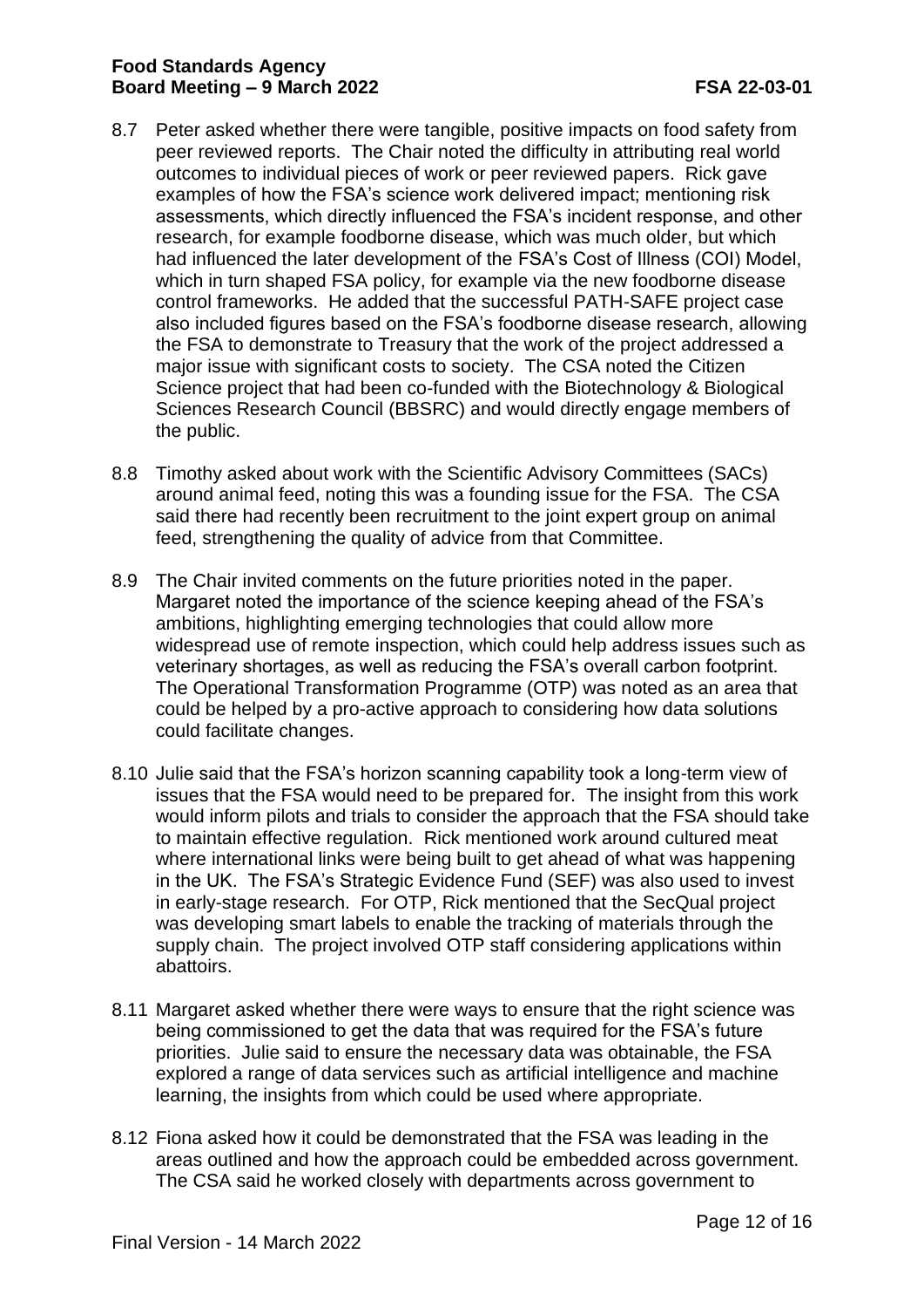8.7 Peter asked whether there were tangible, positive impacts on food safety from peer reviewed reports. The Chair noted the difficulty in attributing real world outcomes to individual pieces of work or peer reviewed papers. Rick gave examples of how the FSA's science work delivered impact; mentioning risk assessments, which directly influenced the FSA's incident response, and other research, for example foodborne disease, which was much older, but which had influenced the later development of the FSA's Cost of Illness (COI) Model, which in turn shaped FSA policy, for example via the new foodborne disease control frameworks. He added that the successful PATH-SAFE project case also included figures based on the FSA's foodborne disease research, allowing the FSA to demonstrate to Treasury that the work of the project addressed a major issue with significant costs to society. The CSA noted the Citizen Science project that had been co-funded with the Biotechnology & Biological Sciences Research Council (BBSRC) and would directly engage members of the public.

8.8 Timothy asked about work with the Scientific Advisory Committees (SACs) around animal feed, noting this was a founding issue for the FSA. The CSA said there had recently been recruitment to the joint expert group on animal feed, strengthening the quality of advice from that Committee.

8.9 The Chair invited comments on the future priorities noted in the paper. Margaret noted the importance of the science keeping ahead of the FSA's ambitions, highlighting emerging technologies that could allow more widespread use of remote inspection, which could help address issues such as veterinary shortages, as well as reducing the FSA's overall carbon footprint. The Operational Transformation Programme (OTP) was noted as an area that could be helped by a pro-active approach to considering how data solutions could facilitate changes.

8.10 Julie said that the FSA's horizon scanning capability took a long-term view of issues that the FSA would need to be prepared for. The insight from this work would inform pilots and trials to consider the approach that the FSA should take to maintain effective regulation. Rick mentioned work around cultured meat where international links were being built to get ahead of what was happening in the UK. The FSA's Strategic Evidence Fund (SEF) was also used to invest in early-stage research. For OTP, Rick mentioned that the SecQual project was developing smart labels to enable the tracking of materials through the supply chain. The project involved OTP staff considering applications within abattoirs.

8.11 Margaret asked whether there were ways to ensure that the right science was being commissioned to get the data that was required for the FSA's future priorities. Julie said to ensure the necessary data was obtainable, the FSA explored a range of data services such as artificial intelligence and machine learning, the insights from which could be used where appropriate.

8.12 Fiona asked how it could be demonstrated that the FSA was leading in the areas outlined and how the approach could be embedded across government. The CSA said he worked closely with departments across government to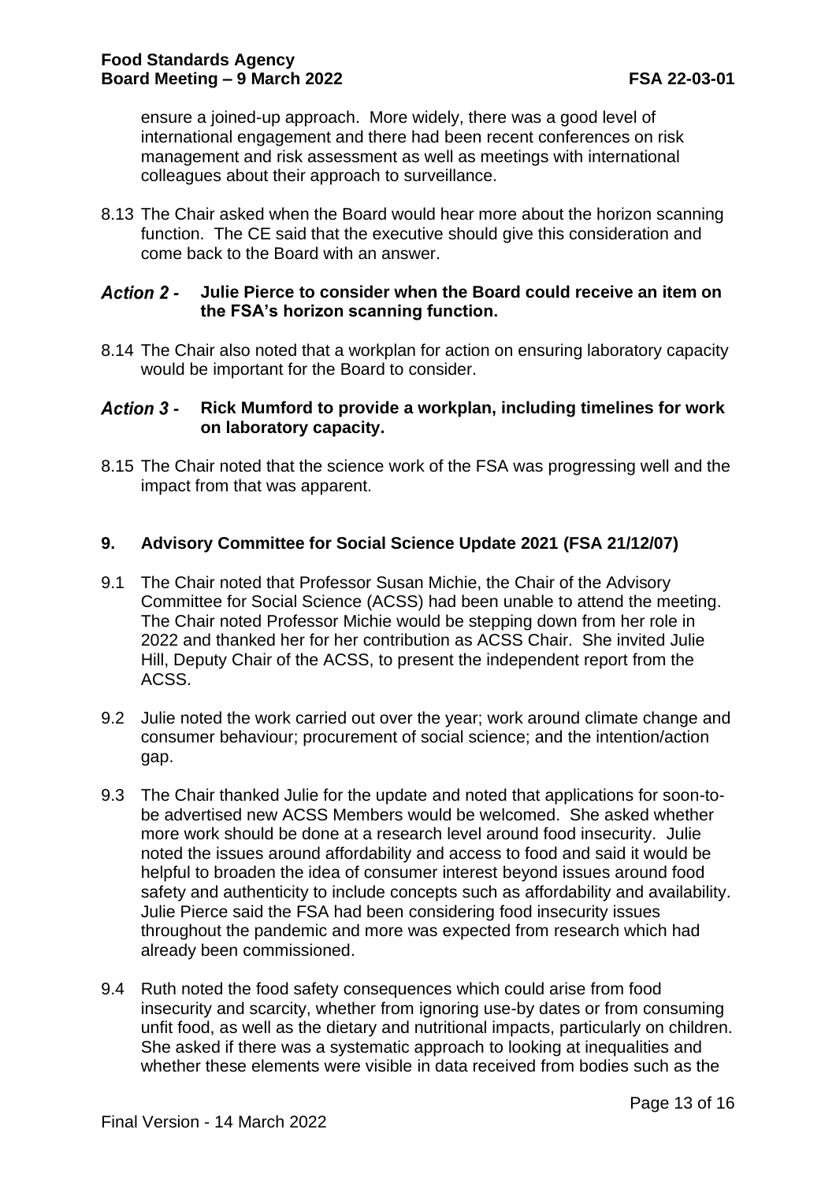ensure a joined-up approach. More widely, there was a good level of international engagement and there had been recent conferences on risk management and risk assessment as well as meetings with international colleagues about their approach to surveillance.

8.13 The Chair asked when the Board would hear more about the horizon scanning function. The CE said that the executive should give this consideration and come back to the Board with an answer.

***Action 2 -*** **Julie Pierce to consider when the Board could receive an item on the FSA's horizon scanning function.**

8.14 The Chair also noted that a workplan for action on ensuring laboratory capacity would be important for the Board to consider.

***Action 3 -*** **Rick Mumford to provide a workplan, including timelines for work on laboratory capacity.**

8.15 The Chair noted that the science work of the FSA was progressing well and the impact from that was apparent.

## 9. Advisory Committee for Social Science Update 2021 (FSA 21/12/07)

9.1 The Chair noted that Professor Susan Michie, the Chair of the Advisory Committee for Social Science (ACSS) had been unable to attend the meeting. The Chair noted Professor Michie would be stepping down from her role in 2022 and thanked her for her contribution as ACSS Chair. She invited Julie Hill, Deputy Chair of the ACSS, to present the independent report from the ACSS.

9.2 Julie noted the work carried out over the year; work around climate change and consumer behaviour; procurement of social science; and the intention/action gap.

9.3 The Chair thanked Julie for the update and noted that applications for soon-to-be advertised new ACSS Members would be welcomed. She asked whether more work should be done at a research level around food insecurity. Julie noted the issues around affordability and access to food and said it would be helpful to broaden the idea of consumer interest beyond issues around food safety and authenticity to include concepts such as affordability and availability. Julie Pierce said the FSA had been considering food insecurity issues throughout the pandemic and more was expected from research which had already been commissioned.

9.4 Ruth noted the food safety consequences which could arise from food insecurity and scarcity, whether from ignoring use-by dates or from consuming unfit food, as well as the dietary and nutritional impacts, particularly on children. She asked if there was a systematic approach to looking at inequalities and whether these elements were visible in data received from bodies such as the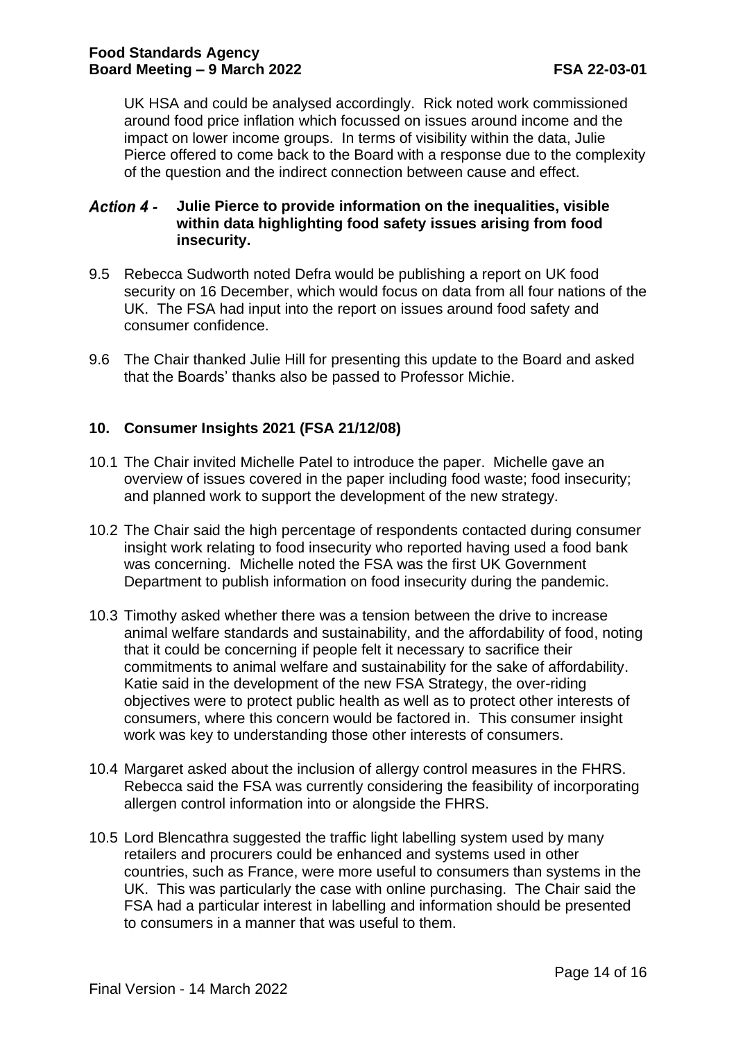UK HSA and could be analysed accordingly. Rick noted work commissioned around food price inflation which focussed on issues around income and the impact on lower income groups. In terms of visibility within the data, Julie Pierce offered to come back to the Board with a response due to the complexity of the question and the indirect connection between cause and effect.

***Action 4 -*** **Julie Pierce to provide information on the inequalities, visible within data highlighting food safety issues arising from food insecurity.**

9.5 Rebecca Sudworth noted Defra would be publishing a report on UK food security on 16 December, which would focus on data from all four nations of the UK. The FSA had input into the report on issues around food safety and consumer confidence.

9.6 The Chair thanked Julie Hill for presenting this update to the Board and asked that the Boards' thanks also be passed to Professor Michie.

## 10. Consumer Insights 2021 (FSA 21/12/08)

10.1 The Chair invited Michelle Patel to introduce the paper. Michelle gave an overview of issues covered in the paper including food waste; food insecurity; and planned work to support the development of the new strategy.

10.2 The Chair said the high percentage of respondents contacted during consumer insight work relating to food insecurity who reported having used a food bank was concerning. Michelle noted the FSA was the first UK Government Department to publish information on food insecurity during the pandemic.

10.3 Timothy asked whether there was a tension between the drive to increase animal welfare standards and sustainability, and the affordability of food, noting that it could be concerning if people felt it necessary to sacrifice their commitments to animal welfare and sustainability for the sake of affordability. Katie said in the development of the new FSA Strategy, the over-riding objectives were to protect public health as well as to protect other interests of consumers, where this concern would be factored in. This consumer insight work was key to understanding those other interests of consumers.

10.4 Margaret asked about the inclusion of allergy control measures in the FHRS. Rebecca said the FSA was currently considering the feasibility of incorporating allergen control information into or alongside the FHRS.

10.5 Lord Blencathra suggested the traffic light labelling system used by many retailers and procurers could be enhanced and systems used in other countries, such as France, were more useful to consumers than systems in the UK. This was particularly the case with online purchasing. The Chair said the FSA had a particular interest in labelling and information should be presented to consumers in a manner that was useful to them.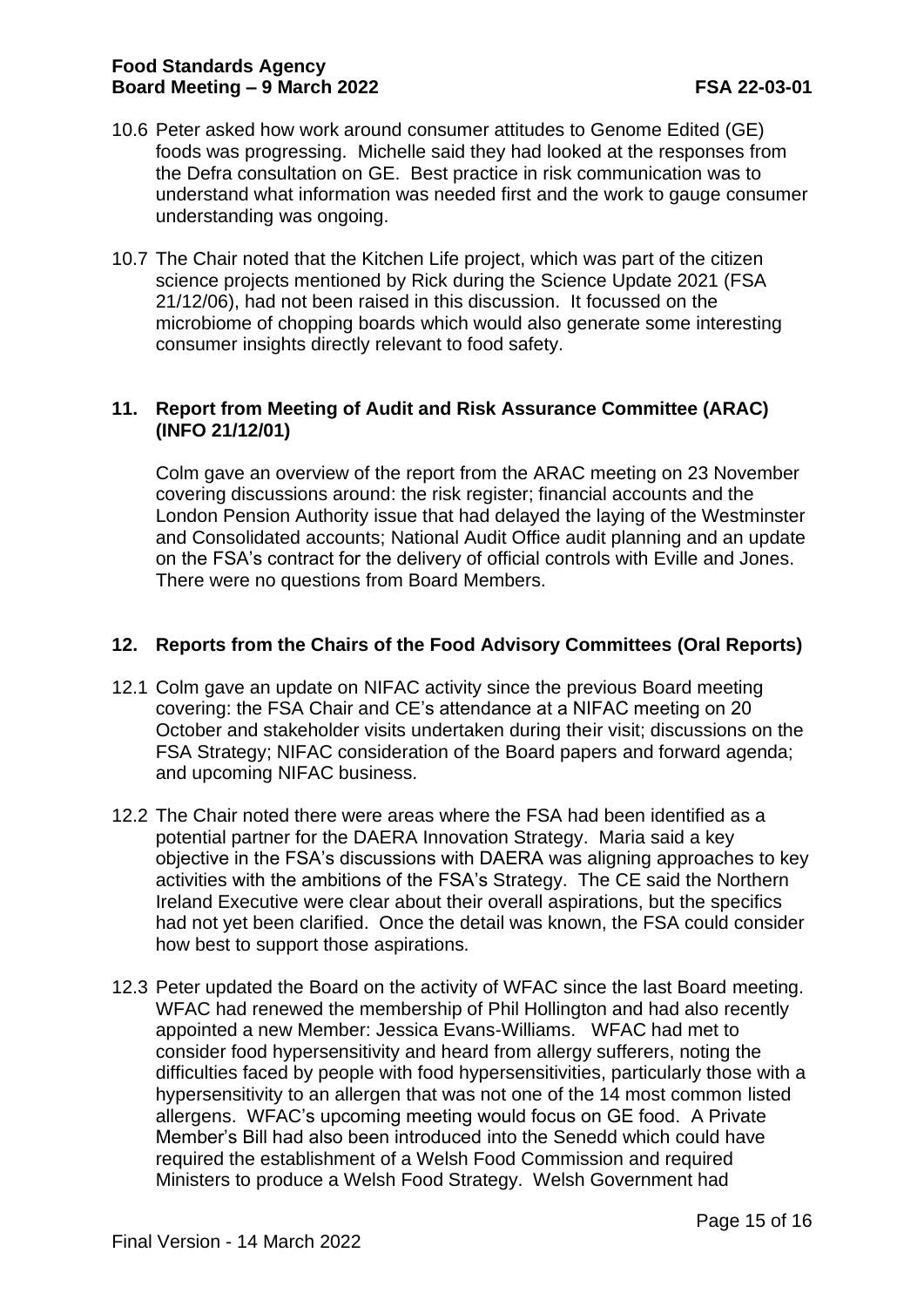10.6 Peter asked how work around consumer attitudes to Genome Edited (GE) foods was progressing. Michelle said they had looked at the responses from the Defra consultation on GE. Best practice in risk communication was to understand what information was needed first and the work to gauge consumer understanding was ongoing.

10.7 The Chair noted that the Kitchen Life project, which was part of the citizen science projects mentioned by Rick during the Science Update 2021 (FSA 21/12/06), had not been raised in this discussion. It focussed on the microbiome of chopping boards which would also generate some interesting consumer insights directly relevant to food safety.

## 11. Report from Meeting of Audit and Risk Assurance Committee (ARAC) (INFO 21/12/01)

Colm gave an overview of the report from the ARAC meeting on 23 November covering discussions around: the risk register; financial accounts and the London Pension Authority issue that had delayed the laying of the Westminster and Consolidated accounts; National Audit Office audit planning and an update on the FSA's contract for the delivery of official controls with Eville and Jones. There were no questions from Board Members.

## 12. Reports from the Chairs of the Food Advisory Committees (Oral Reports)

12.1 Colm gave an update on NIFAC activity since the previous Board meeting covering: the FSA Chair and CE's attendance at a NIFAC meeting on 20 October and stakeholder visits undertaken during their visit; discussions on the FSA Strategy; NIFAC consideration of the Board papers and forward agenda; and upcoming NIFAC business.

12.2 The Chair noted there were areas where the FSA had been identified as a potential partner for the DAERA Innovation Strategy. Maria said a key objective in the FSA's discussions with DAERA was aligning approaches to key activities with the ambitions of the FSA's Strategy. The CE said the Northern Ireland Executive were clear about their overall aspirations, but the specifics had not yet been clarified. Once the detail was known, the FSA could consider how best to support those aspirations.

12.3 Peter updated the Board on the activity of WFAC since the last Board meeting. WFAC had renewed the membership of Phil Hollington and had also recently appointed a new Member: Jessica Evans-Williams. WFAC had met to consider food hypersensitivity and heard from allergy sufferers, noting the difficulties faced by people with food hypersensitivities, particularly those with a hypersensitivity to an allergen that was not one of the 14 most common listed allergens. WFAC's upcoming meeting would focus on GE food. A Private Member's Bill had also been introduced into the Senedd which could have required the establishment of a Welsh Food Commission and required Ministers to produce a Welsh Food Strategy. Welsh Government had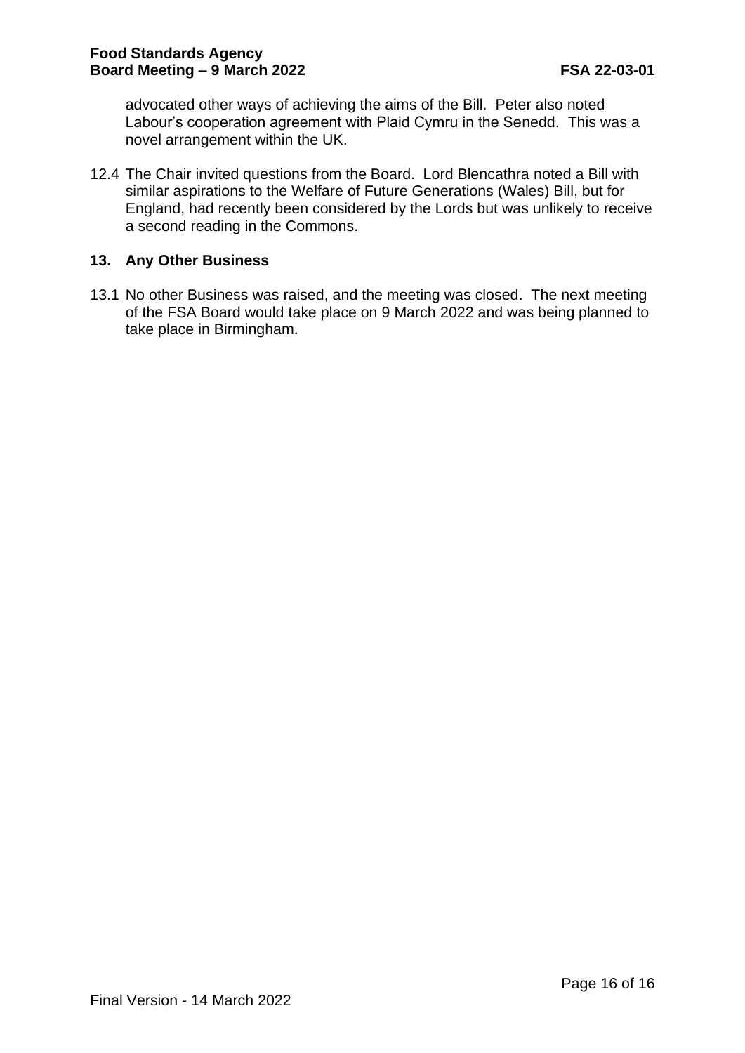advocated other ways of achieving the aims of the Bill. Peter also noted Labour's cooperation agreement with Plaid Cymru in the Senedd. This was a novel arrangement within the UK.

12.4 The Chair invited questions from the Board. Lord Blencathra noted a Bill with similar aspirations to the Welfare of Future Generations (Wales) Bill, but for England, had recently been considered by the Lords but was unlikely to receive a second reading in the Commons.

## 13. Any Other Business

13.1 No other Business was raised, and the meeting was closed. The next meeting of the FSA Board would take place on 9 March 2022 and was being planned to take place in Birmingham.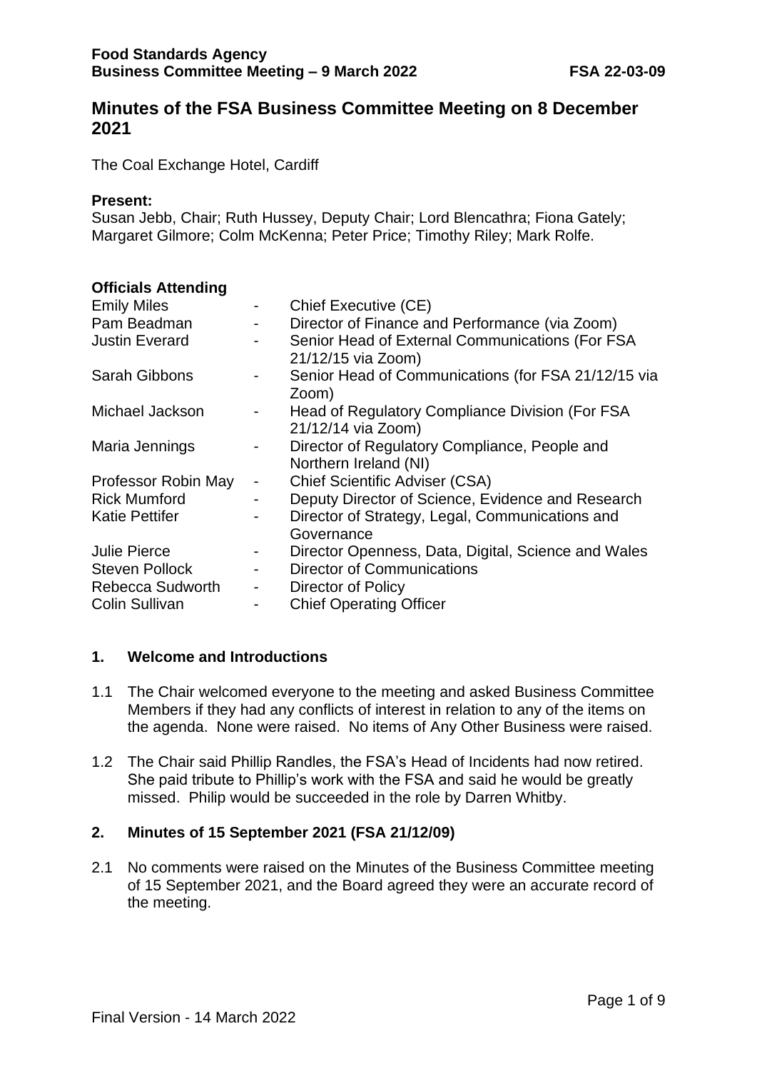# Minutes of the FSA Business Committee Meeting on 8 December 2021

The Coal Exchange Hotel, Cardiff

**Present:**
Susan Jebb, Chair; Ruth Hussey, Deputy Chair; Lord Blencathra; Fiona Gately; Margaret Gilmore; Colm McKenna; Peter Price; Timothy Riley; Mark Rolfe.

**Officials Attending**

| | | |
|---|---|---|
| Emily Miles | - | Chief Executive (CE) |
| Pam Beadman | - | Director of Finance and Performance (via Zoom) |
| Justin Everard | - | Senior Head of External Communications (For FSA 21/12/15 via Zoom) |
| Sarah Gibbons | - | Senior Head of Communications (for FSA 21/12/15 via Zoom) |
| Michael Jackson | - | Head of Regulatory Compliance Division (For FSA 21/12/14 via Zoom) |
| Maria Jennings | - | Director of Regulatory Compliance, People and Northern Ireland (NI) |
| Professor Robin May | - | Chief Scientific Adviser (CSA) |
| Rick Mumford | - | Deputy Director of Science, Evidence and Research |
| Katie Pettifer | - | Director of Strategy, Legal, Communications and Governance |
| Julie Pierce | - | Director Openness, Data, Digital, Science and Wales |
| Steven Pollock | - | Director of Communications |
| Rebecca Sudworth | - | Director of Policy |
| Colin Sullivan | - | Chief Operating Officer |

## 1. Welcome and Introductions

1.1 The Chair welcomed everyone to the meeting and asked Business Committee Members if they had any conflicts of interest in relation to any of the items on the agenda. None were raised. No items of Any Other Business were raised.

1.2 The Chair said Phillip Randles, the FSA's Head of Incidents had now retired. She paid tribute to Phillip's work with the FSA and said he would be greatly missed. Philip would be succeeded in the role by Darren Whitby.

## 2. Minutes of 15 September 2021 (FSA 21/12/09)

2.1 No comments were raised on the Minutes of the Business Committee meeting of 15 September 2021, and the Board agreed they were an accurate record of the meeting.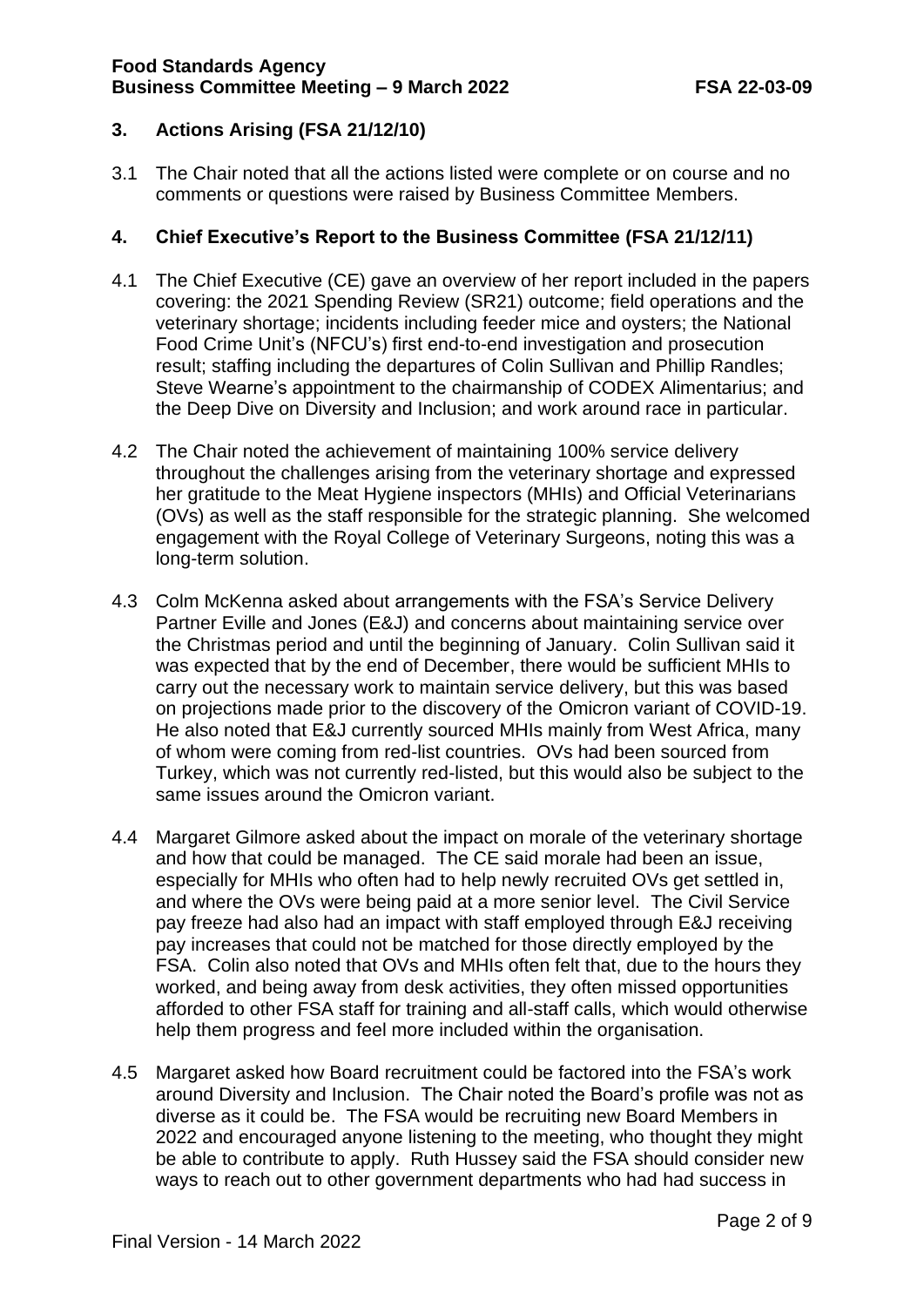## 3. Actions Arising (FSA 21/12/10)

3.1 The Chair noted that all the actions listed were complete or on course and no comments or questions were raised by Business Committee Members.

## 4. Chief Executive's Report to the Business Committee (FSA 21/12/11)

4.1 The Chief Executive (CE) gave an overview of her report included in the papers covering: the 2021 Spending Review (SR21) outcome; field operations and the veterinary shortage; incidents including feeder mice and oysters; the National Food Crime Unit's (NFCU's) first end-to-end investigation and prosecution result; staffing including the departures of Colin Sullivan and Phillip Randles; Steve Wearne's appointment to the chairmanship of CODEX Alimentarius; and the Deep Dive on Diversity and Inclusion; and work around race in particular.

4.2 The Chair noted the achievement of maintaining 100% service delivery throughout the challenges arising from the veterinary shortage and expressed her gratitude to the Meat Hygiene inspectors (MHIs) and Official Veterinarians (OVs) as well as the staff responsible for the strategic planning. She welcomed engagement with the Royal College of Veterinary Surgeons, noting this was a long-term solution.

4.3 Colm McKenna asked about arrangements with the FSA's Service Delivery Partner Eville and Jones (E&J) and concerns about maintaining service over the Christmas period and until the beginning of January. Colin Sullivan said it was expected that by the end of December, there would be sufficient MHIs to carry out the necessary work to maintain service delivery, but this was based on projections made prior to the discovery of the Omicron variant of COVID-19. He also noted that E&J currently sourced MHIs mainly from West Africa, many of whom were coming from red-list countries. OVs had been sourced from Turkey, which was not currently red-listed, but this would also be subject to the same issues around the Omicron variant.

4.4 Margaret Gilmore asked about the impact on morale of the veterinary shortage and how that could be managed. The CE said morale had been an issue, especially for MHIs who often had to help newly recruited OVs get settled in, and where the OVs were being paid at a more senior level. The Civil Service pay freeze had also had an impact with staff employed through E&J receiving pay increases that could not be matched for those directly employed by the FSA. Colin also noted that OVs and MHIs often felt that, due to the hours they worked, and being away from desk activities, they often missed opportunities afforded to other FSA staff for training and all-staff calls, which would otherwise help them progress and feel more included within the organisation.

4.5 Margaret asked how Board recruitment could be factored into the FSA's work around Diversity and Inclusion. The Chair noted the Board's profile was not as diverse as it could be. The FSA would be recruiting new Board Members in 2022 and encouraged anyone listening to the meeting, who thought they might be able to contribute to apply. Ruth Hussey said the FSA should consider new ways to reach out to other government departments who had had success in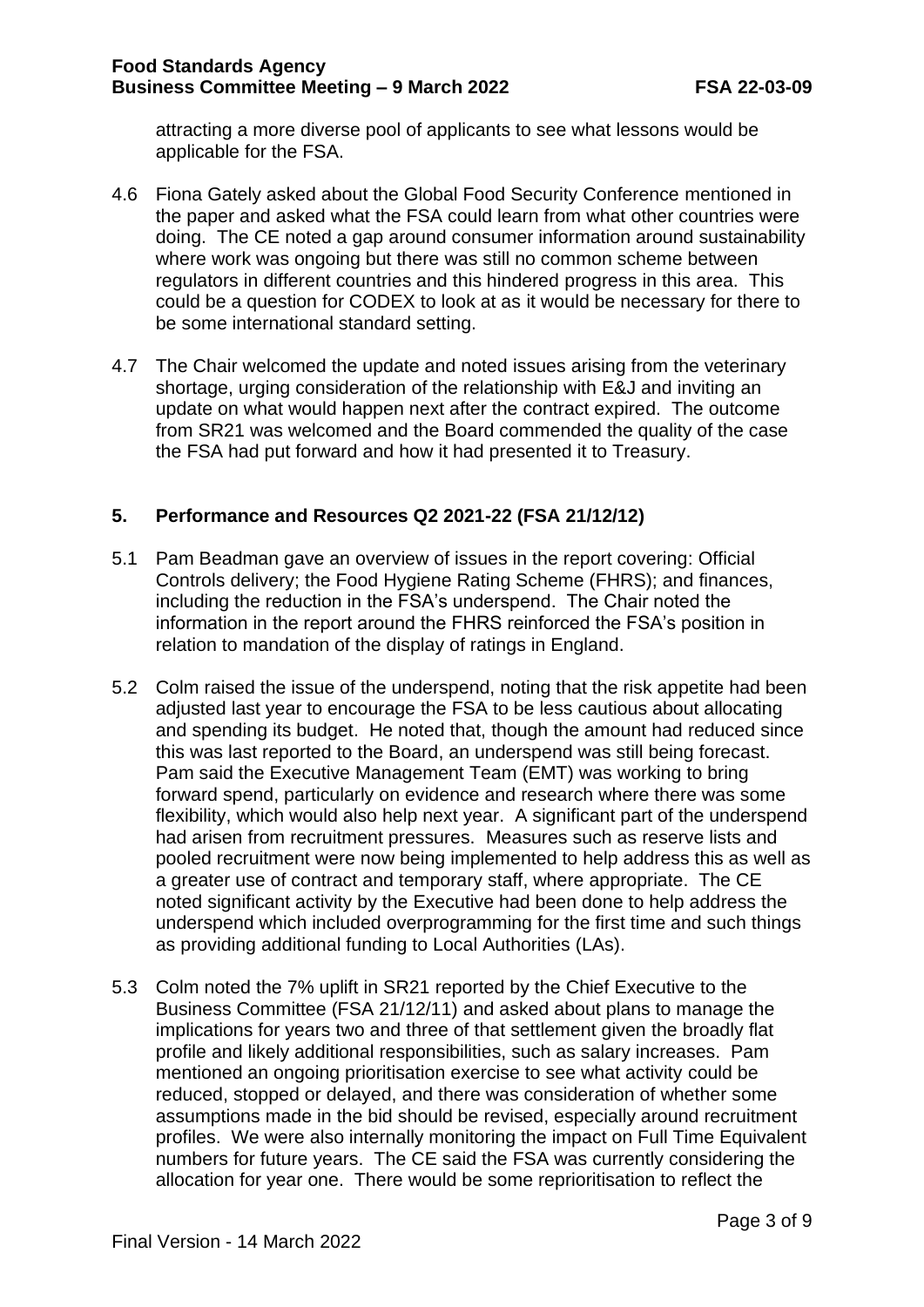attracting a more diverse pool of applicants to see what lessons would be applicable for the FSA.

4.6 Fiona Gately asked about the Global Food Security Conference mentioned in the paper and asked what the FSA could learn from what other countries were doing. The CE noted a gap around consumer information around sustainability where work was ongoing but there was still no common scheme between regulators in different countries and this hindered progress in this area. This could be a question for CODEX to look at as it would be necessary for there to be some international standard setting.

4.7 The Chair welcomed the update and noted issues arising from the veterinary shortage, urging consideration of the relationship with E&J and inviting an update on what would happen next after the contract expired. The outcome from SR21 was welcomed and the Board commended the quality of the case the FSA had put forward and how it had presented it to Treasury.

## 5. Performance and Resources Q2 2021-22 (FSA 21/12/12)

5.1 Pam Beadman gave an overview of issues in the report covering: Official Controls delivery; the Food Hygiene Rating Scheme (FHRS); and finances, including the reduction in the FSA's underspend. The Chair noted the information in the report around the FHRS reinforced the FSA's position in relation to mandation of the display of ratings in England.

5.2 Colm raised the issue of the underspend, noting that the risk appetite had been adjusted last year to encourage the FSA to be less cautious about allocating and spending its budget. He noted that, though the amount had reduced since this was last reported to the Board, an underspend was still being forecast. Pam said the Executive Management Team (EMT) was working to bring forward spend, particularly on evidence and research where there was some flexibility, which would also help next year. A significant part of the underspend had arisen from recruitment pressures. Measures such as reserve lists and pooled recruitment were now being implemented to help address this as well as a greater use of contract and temporary staff, where appropriate. The CE noted significant activity by the Executive had been done to help address the underspend which included overprogramming for the first time and such things as providing additional funding to Local Authorities (LAs).

5.3 Colm noted the 7% uplift in SR21 reported by the Chief Executive to the Business Committee (FSA 21/12/11) and asked about plans to manage the implications for years two and three of that settlement given the broadly flat profile and likely additional responsibilities, such as salary increases. Pam mentioned an ongoing prioritisation exercise to see what activity could be reduced, stopped or delayed, and there was consideration of whether some assumptions made in the bid should be revised, especially around recruitment profiles. We were also internally monitoring the impact on Full Time Equivalent numbers for future years. The CE said the FSA was currently considering the allocation for year one. There would be some reprioritisation to reflect the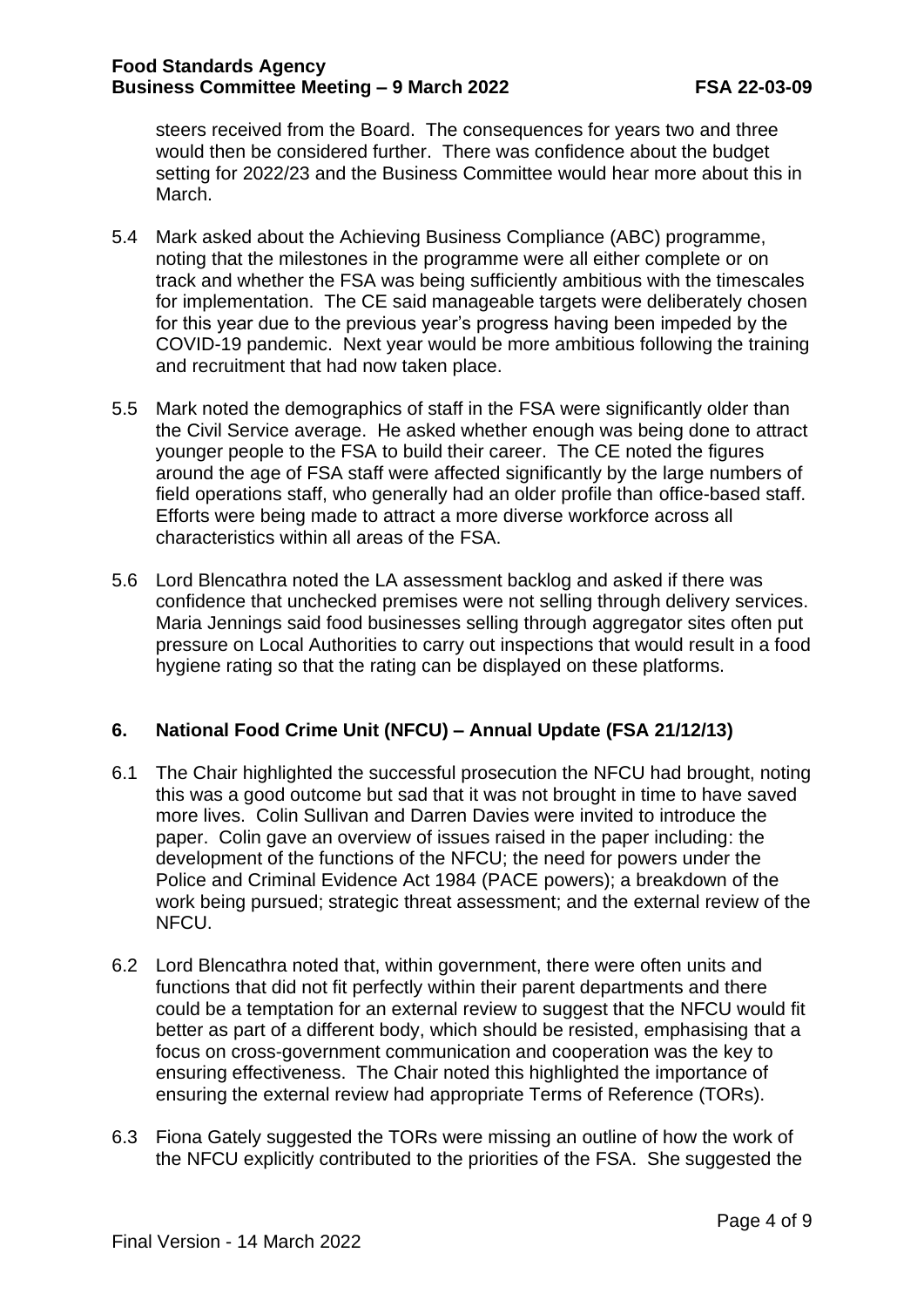steers received from the Board. The consequences for years two and three would then be considered further. There was confidence about the budget setting for 2022/23 and the Business Committee would hear more about this in March.

5.4 Mark asked about the Achieving Business Compliance (ABC) programme, noting that the milestones in the programme were all either complete or on track and whether the FSA was being sufficiently ambitious with the timescales for implementation. The CE said manageable targets were deliberately chosen for this year due to the previous year's progress having been impeded by the COVID-19 pandemic. Next year would be more ambitious following the training and recruitment that had now taken place.

5.5 Mark noted the demographics of staff in the FSA were significantly older than the Civil Service average. He asked whether enough was being done to attract younger people to the FSA to build their career. The CE noted the figures around the age of FSA staff were affected significantly by the large numbers of field operations staff, who generally had an older profile than office-based staff. Efforts were being made to attract a more diverse workforce across all characteristics within all areas of the FSA.

5.6 Lord Blencathra noted the LA assessment backlog and asked if there was confidence that unchecked premises were not selling through delivery services. Maria Jennings said food businesses selling through aggregator sites often put pressure on Local Authorities to carry out inspections that would result in a food hygiene rating so that the rating can be displayed on these platforms.

## 6. National Food Crime Unit (NFCU) – Annual Update (FSA 21/12/13)

6.1 The Chair highlighted the successful prosecution the NFCU had brought, noting this was a good outcome but sad that it was not brought in time to have saved more lives. Colin Sullivan and Darren Davies were invited to introduce the paper. Colin gave an overview of issues raised in the paper including: the development of the functions of the NFCU; the need for powers under the Police and Criminal Evidence Act 1984 (PACE powers); a breakdown of the work being pursued; strategic threat assessment; and the external review of the NFCU.

6.2 Lord Blencathra noted that, within government, there were often units and functions that did not fit perfectly within their parent departments and there could be a temptation for an external review to suggest that the NFCU would fit better as part of a different body, which should be resisted, emphasising that a focus on cross-government communication and cooperation was the key to ensuring effectiveness. The Chair noted this highlighted the importance of ensuring the external review had appropriate Terms of Reference (TORs).

6.3 Fiona Gately suggested the TORs were missing an outline of how the work of the NFCU explicitly contributed to the priorities of the FSA. She suggested the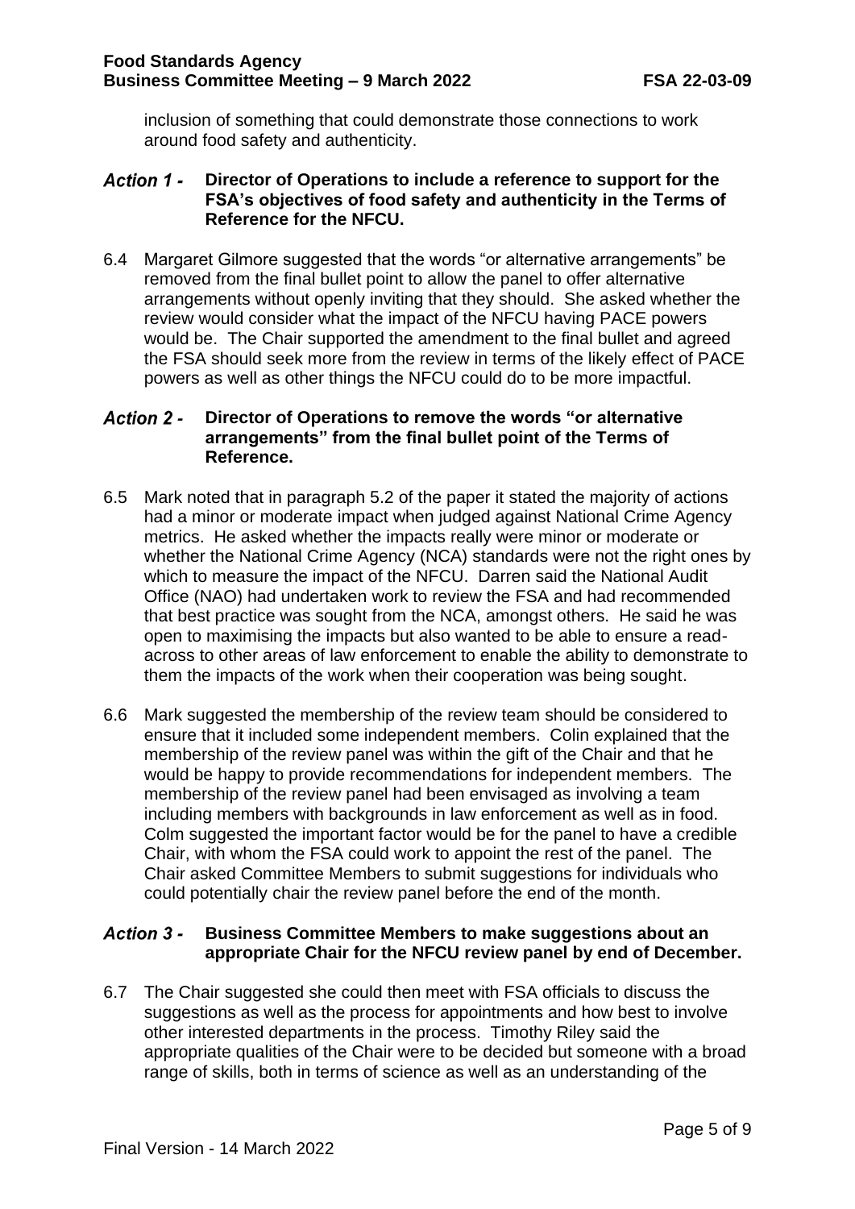inclusion of something that could demonstrate those connections to work around food safety and authenticity.

***Action 1 -*** **Director of Operations to include a reference to support for the FSA's objectives of food safety and authenticity in the Terms of Reference for the NFCU.**

6.4 Margaret Gilmore suggested that the words "or alternative arrangements" be removed from the final bullet point to allow the panel to offer alternative arrangements without openly inviting that they should. She asked whether the review would consider what the impact of the NFCU having PACE powers would be. The Chair supported the amendment to the final bullet and agreed the FSA should seek more from the review in terms of the likely effect of PACE powers as well as other things the NFCU could do to be more impactful.

***Action 2 -*** **Director of Operations to remove the words "or alternative arrangements" from the final bullet point of the Terms of Reference.**

6.5 Mark noted that in paragraph 5.2 of the paper it stated the majority of actions had a minor or moderate impact when judged against National Crime Agency metrics. He asked whether the impacts really were minor or moderate or whether the National Crime Agency (NCA) standards were not the right ones by which to measure the impact of the NFCU. Darren said the National Audit Office (NAO) had undertaken work to review the FSA and had recommended that best practice was sought from the NCA, amongst others. He said he was open to maximising the impacts but also wanted to be able to ensure a read-across to other areas of law enforcement to enable the ability to demonstrate to them the impacts of the work when their cooperation was being sought.

6.6 Mark suggested the membership of the review team should be considered to ensure that it included some independent members. Colin explained that the membership of the review panel was within the gift of the Chair and that he would be happy to provide recommendations for independent members. The membership of the review panel had been envisaged as involving a team including members with backgrounds in law enforcement as well as in food. Colm suggested the important factor would be for the panel to have a credible Chair, with whom the FSA could work to appoint the rest of the panel. The Chair asked Committee Members to submit suggestions for individuals who could potentially chair the review panel before the end of the month.

***Action 3 -*** **Business Committee Members to make suggestions about an appropriate Chair for the NFCU review panel by end of December.**

6.7 The Chair suggested she could then meet with FSA officials to discuss the suggestions as well as the process for appointments and how best to involve other interested departments in the process. Timothy Riley said the appropriate qualities of the Chair were to be decided but someone with a broad range of skills, both in terms of science as well as an understanding of the

Final Version - 14 March 2022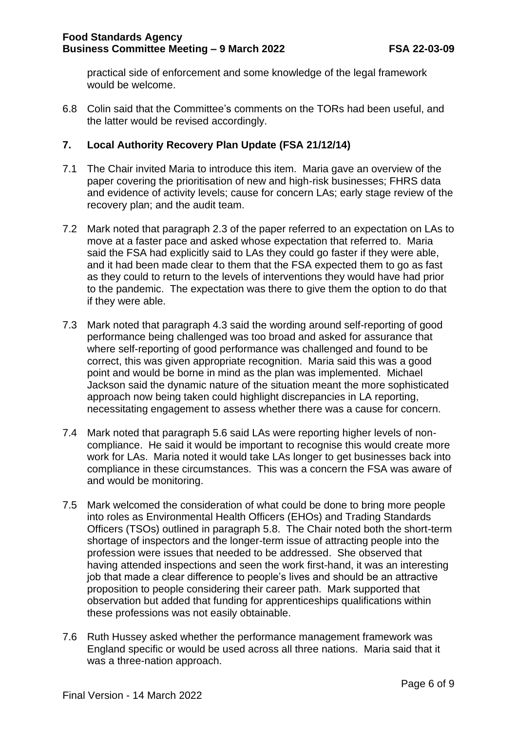practical side of enforcement and some knowledge of the legal framework would be welcome.

6.8 Colin said that the Committee's comments on the TORs had been useful, and the latter would be revised accordingly.

## 7. Local Authority Recovery Plan Update (FSA 21/12/14)

7.1 The Chair invited Maria to introduce this item. Maria gave an overview of the paper covering the prioritisation of new and high-risk businesses; FHRS data and evidence of activity levels; cause for concern LAs; early stage review of the recovery plan; and the audit team.

7.2 Mark noted that paragraph 2.3 of the paper referred to an expectation on LAs to move at a faster pace and asked whose expectation that referred to. Maria said the FSA had explicitly said to LAs they could go faster if they were able, and it had been made clear to them that the FSA expected them to go as fast as they could to return to the levels of interventions they would have had prior to the pandemic. The expectation was there to give them the option to do that if they were able.

7.3 Mark noted that paragraph 4.3 said the wording around self-reporting of good performance being challenged was too broad and asked for assurance that where self-reporting of good performance was challenged and found to be correct, this was given appropriate recognition. Maria said this was a good point and would be borne in mind as the plan was implemented. Michael Jackson said the dynamic nature of the situation meant the more sophisticated approach now being taken could highlight discrepancies in LA reporting, necessitating engagement to assess whether there was a cause for concern.

7.4 Mark noted that paragraph 5.6 said LAs were reporting higher levels of non-compliance. He said it would be important to recognise this would create more work for LAs. Maria noted it would take LAs longer to get businesses back into compliance in these circumstances. This was a concern the FSA was aware of and would be monitoring.

7.5 Mark welcomed the consideration of what could be done to bring more people into roles as Environmental Health Officers (EHOs) and Trading Standards Officers (TSOs) outlined in paragraph 5.8. The Chair noted both the short-term shortage of inspectors and the longer-term issue of attracting people into the profession were issues that needed to be addressed. She observed that having attended inspections and seen the work first-hand, it was an interesting job that made a clear difference to people's lives and should be an attractive proposition to people considering their career path. Mark supported that observation but added that funding for apprenticeships qualifications within these professions was not easily obtainable.

7.6 Ruth Hussey asked whether the performance management framework was England specific or would be used across all three nations. Maria said that it was a three-nation approach.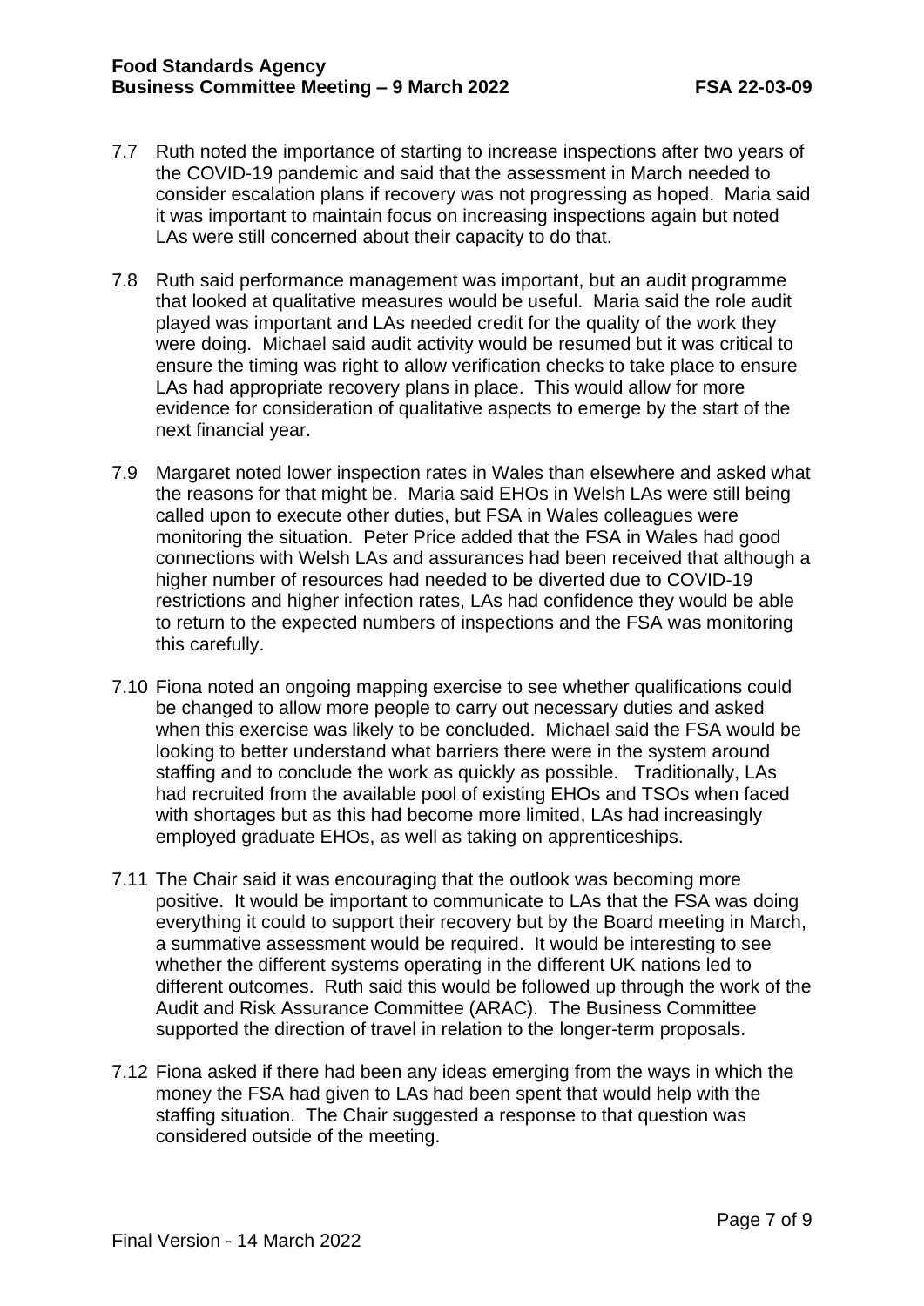7.7 Ruth noted the importance of starting to increase inspections after two years of the COVID-19 pandemic and said that the assessment in March needed to consider escalation plans if recovery was not progressing as hoped. Maria said it was important to maintain focus on increasing inspections again but noted LAs were still concerned about their capacity to do that.

7.8 Ruth said performance management was important, but an audit programme that looked at qualitative measures would be useful. Maria said the role audit played was important and LAs needed credit for the quality of the work they were doing. Michael said audit activity would be resumed but it was critical to ensure the timing was right to allow verification checks to take place to ensure LAs had appropriate recovery plans in place. This would allow for more evidence for consideration of qualitative aspects to emerge by the start of the next financial year.

7.9 Margaret noted lower inspection rates in Wales than elsewhere and asked what the reasons for that might be. Maria said EHOs in Welsh LAs were still being called upon to execute other duties, but FSA in Wales colleagues were monitoring the situation. Peter Price added that the FSA in Wales had good connections with Welsh LAs and assurances had been received that although a higher number of resources had needed to be diverted due to COVID-19 restrictions and higher infection rates, LAs had confidence they would be able to return to the expected numbers of inspections and the FSA was monitoring this carefully.

7.10 Fiona noted an ongoing mapping exercise to see whether qualifications could be changed to allow more people to carry out necessary duties and asked when this exercise was likely to be concluded. Michael said the FSA would be looking to better understand what barriers there were in the system around staffing and to conclude the work as quickly as possible. Traditionally, LAs had recruited from the available pool of existing EHOs and TSOs when faced with shortages but as this had become more limited, LAs had increasingly employed graduate EHOs, as well as taking on apprenticeships.

7.11 The Chair said it was encouraging that the outlook was becoming more positive. It would be important to communicate to LAs that the FSA was doing everything it could to support their recovery but by the Board meeting in March, a summative assessment would be required. It would be interesting to see whether the different systems operating in the different UK nations led to different outcomes. Ruth said this would be followed up through the work of the Audit and Risk Assurance Committee (ARAC). The Business Committee supported the direction of travel in relation to the longer-term proposals.

7.12 Fiona asked if there had been any ideas emerging from the ways in which the money the FSA had given to LAs had been spent that would help with the staffing situation. The Chair suggested a response to that question was considered outside of the meeting.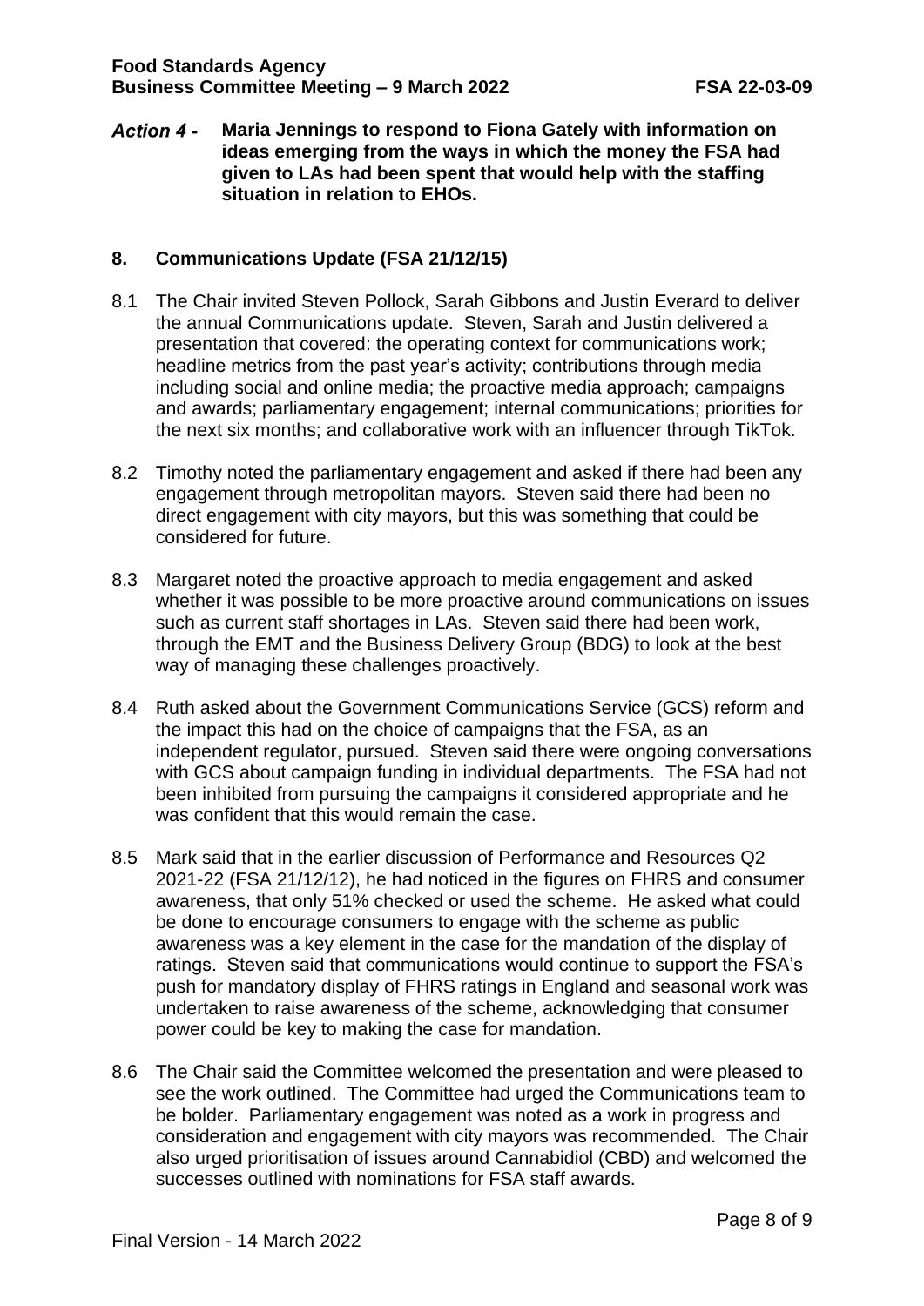***Action 4 -*** **Maria Jennings to respond to Fiona Gately with information on ideas emerging from the ways in which the money the FSA had given to LAs had been spent that would help with the staffing situation in relation to EHOs.**

## 8. Communications Update (FSA 21/12/15)

8.1 The Chair invited Steven Pollock, Sarah Gibbons and Justin Everard to deliver the annual Communications update. Steven, Sarah and Justin delivered a presentation that covered: the operating context for communications work; headline metrics from the past year's activity; contributions through media including social and online media; the proactive media approach; campaigns and awards; parliamentary engagement; internal communications; priorities for the next six months; and collaborative work with an influencer through TikTok.

8.2 Timothy noted the parliamentary engagement and asked if there had been any engagement through metropolitan mayors. Steven said there had been no direct engagement with city mayors, but this was something that could be considered for future.

8.3 Margaret noted the proactive approach to media engagement and asked whether it was possible to be more proactive around communications on issues such as current staff shortages in LAs. Steven said there had been work, through the EMT and the Business Delivery Group (BDG) to look at the best way of managing these challenges proactively.

8.4 Ruth asked about the Government Communications Service (GCS) reform and the impact this had on the choice of campaigns that the FSA, as an independent regulator, pursued. Steven said there were ongoing conversations with GCS about campaign funding in individual departments. The FSA had not been inhibited from pursuing the campaigns it considered appropriate and he was confident that this would remain the case.

8.5 Mark said that in the earlier discussion of Performance and Resources Q2 2021-22 (FSA 21/12/12), he had noticed in the figures on FHRS and consumer awareness, that only 51% checked or used the scheme. He asked what could be done to encourage consumers to engage with the scheme as public awareness was a key element in the case for the mandation of the display of ratings. Steven said that communications would continue to support the FSA's push for mandatory display of FHRS ratings in England and seasonal work was undertaken to raise awareness of the scheme, acknowledging that consumer power could be key to making the case for mandation.

8.6 The Chair said the Committee welcomed the presentation and were pleased to see the work outlined. The Committee had urged the Communications team to be bolder. Parliamentary engagement was noted as a work in progress and consideration and engagement with city mayors was recommended. The Chair also urged prioritisation of issues around Cannabidiol (CBD) and welcomed the successes outlined with nominations for FSA staff awards.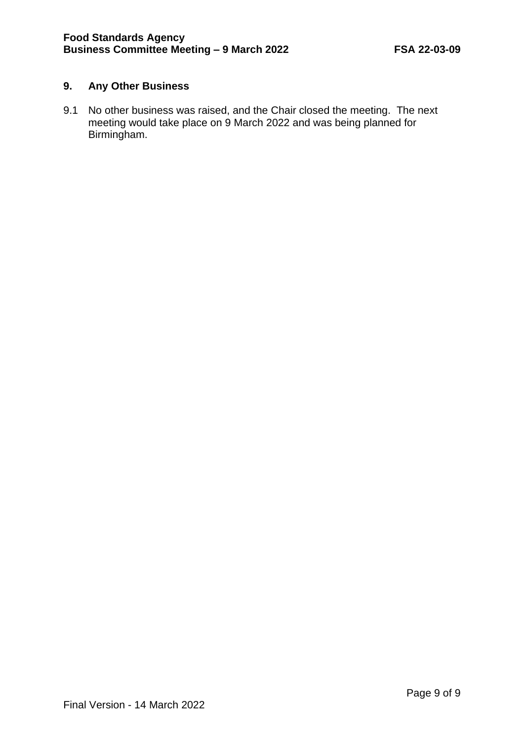## 9. Any Other Business

9.1 No other business was raised, and the Chair closed the meeting. The next meeting would take place on 9 March 2022 and was being planned for Birmingham.